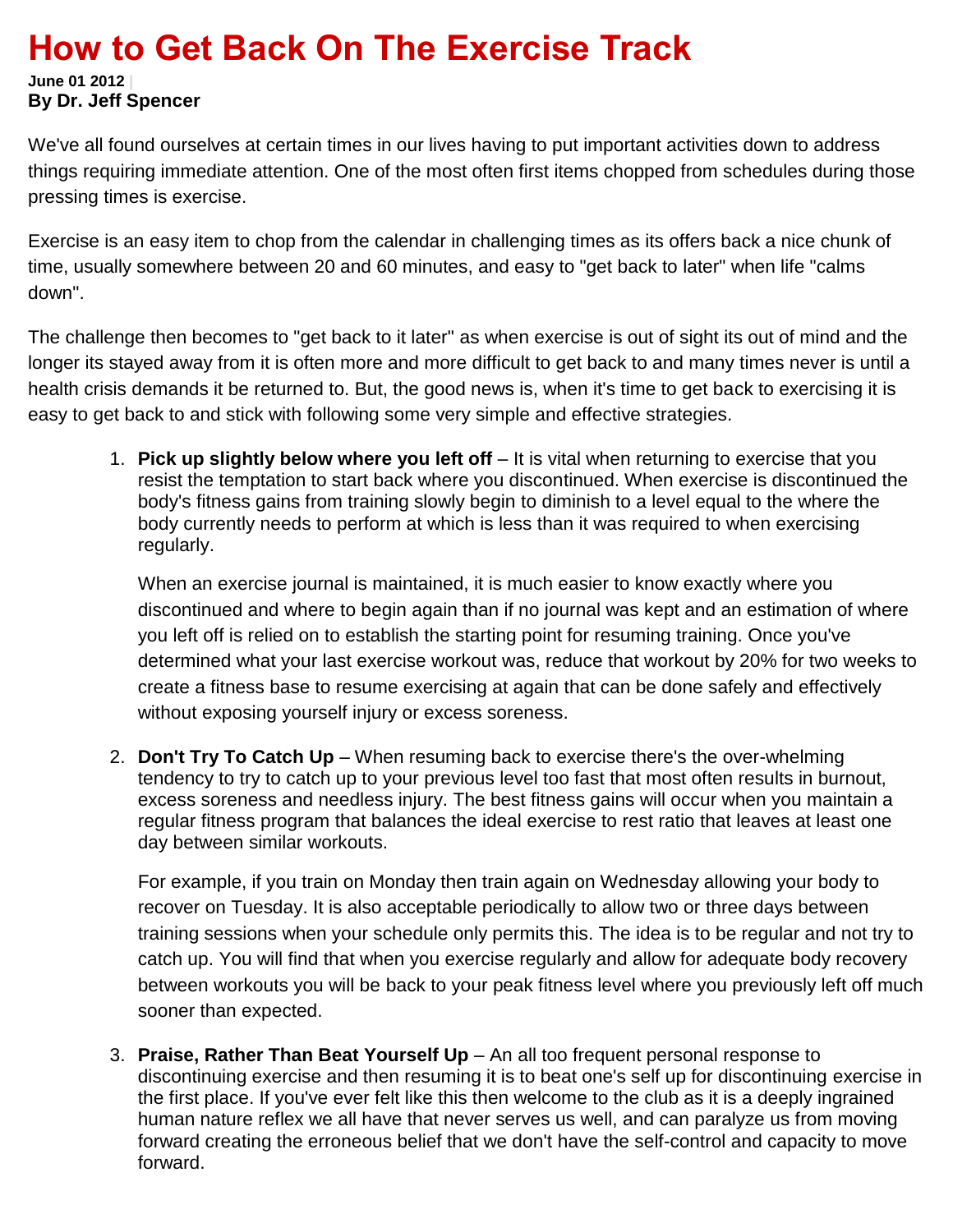# How to Get Back On The Exercise Track

**June 01 2012** |
**By Dr. Jeff Spencer**

We've all found ourselves at certain times in our lives having to put important activities down to address things requiring immediate attention. One of the most often first items chopped from schedules during those pressing times is exercise.

Exercise is an easy item to chop from the calendar in challenging times as its offers back a nice chunk of time, usually somewhere between 20 and 60 minutes, and easy to "get back to later" when life "calms down".

The challenge then becomes to "get back to it later" as when exercise is out of sight its out of mind and the longer its stayed away from it is often more and more difficult to get back to and many times never is until a health crisis demands it be returned to. But, the good news is, when it's time to get back to exercising it is easy to get back to and stick with following some very simple and effective strategies.

1. **Pick up slightly below where you left off** – It is vital when returning to exercise that you resist the temptation to start back where you discontinued. When exercise is discontinued the body's fitness gains from training slowly begin to diminish to a level equal to the where the body currently needs to perform at which is less than it was required to when exercising regularly.

   When an exercise journal is maintained, it is much easier to know exactly where you discontinued and where to begin again than if no journal was kept and an estimation of where you left off is relied on to establish the starting point for resuming training. Once you've determined what your last exercise workout was, reduce that workout by 20% for two weeks to create a fitness base to resume exercising at again that can be done safely and effectively without exposing yourself injury or excess soreness.

2. **Don't Try To Catch Up** – When resuming back to exercise there's the over-whelming tendency to try to catch up to your previous level too fast that most often results in burnout, excess soreness and needless injury. The best fitness gains will occur when you maintain a regular fitness program that balances the ideal exercise to rest ratio that leaves at least one day between similar workouts.

   For example, if you train on Monday then train again on Wednesday allowing your body to recover on Tuesday. It is also acceptable periodically to allow two or three days between training sessions when your schedule only permits this. The idea is to be regular and not try to catch up. You will find that when you exercise regularly and allow for adequate body recovery between workouts you will be back to your peak fitness level where you previously left off much sooner than expected.

3. **Praise, Rather Than Beat Yourself Up** – An all too frequent personal response to discontinuing exercise and then resuming it is to beat one's self up for discontinuing exercise in the first place. If you've ever felt like this then welcome to the club as it is a deeply ingrained human nature reflex we all have that never serves us well, and can paralyze us from moving forward creating the erroneous belief that we don't have the self-control and capacity to move forward.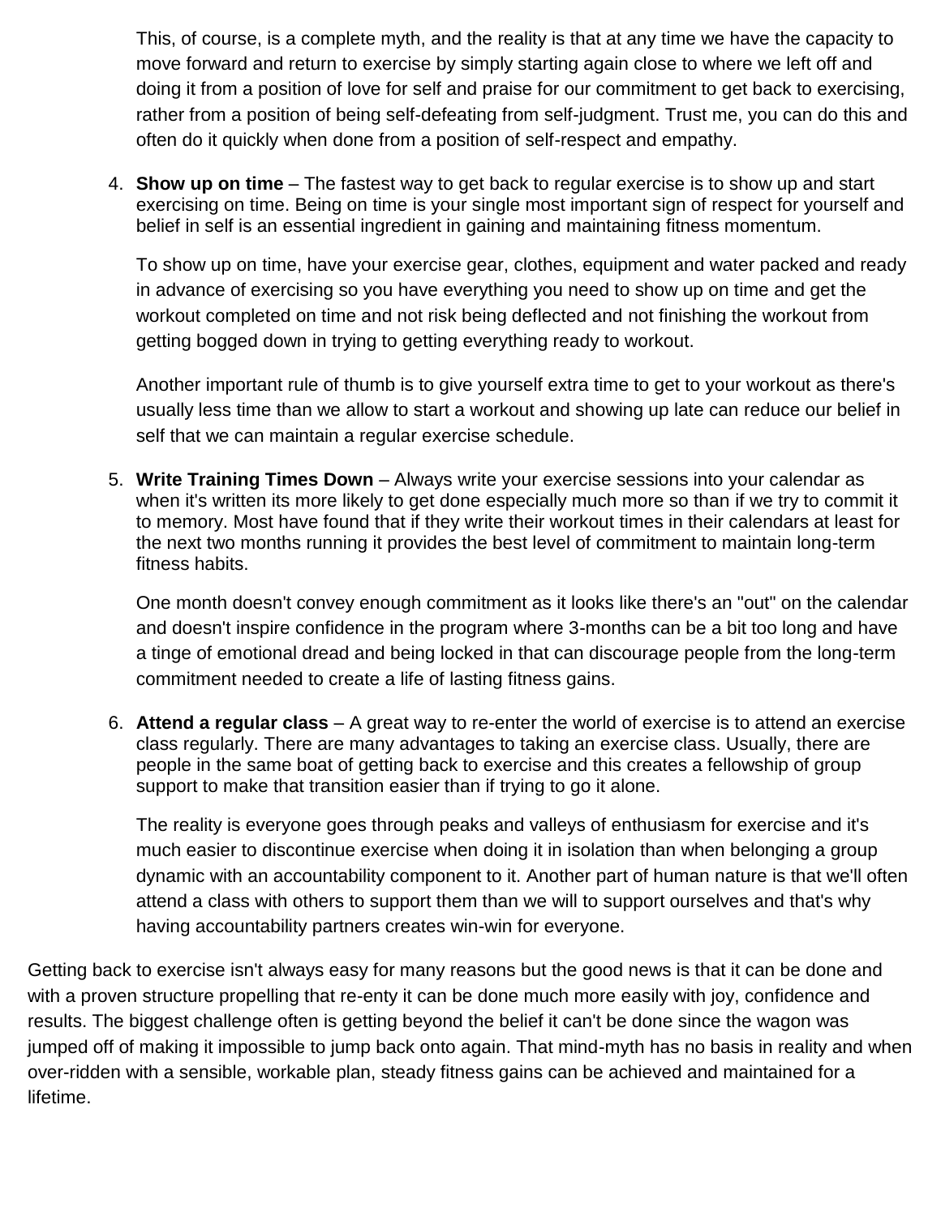This, of course, is a complete myth, and the reality is that at any time we have the capacity to move forward and return to exercise by simply starting again close to where we left off and doing it from a position of love for self and praise for our commitment to get back to exercising, rather from a position of being self-defeating from self-judgment. Trust me, you can do this and often do it quickly when done from a position of self-respect and empathy.

4. **Show up on time** – The fastest way to get back to regular exercise is to show up and start exercising on time. Being on time is your single most important sign of respect for yourself and belief in self is an essential ingredient in gaining and maintaining fitness momentum.

   To show up on time, have your exercise gear, clothes, equipment and water packed and ready in advance of exercising so you have everything you need to show up on time and get the workout completed on time and not risk being deflected and not finishing the workout from getting bogged down in trying to getting everything ready to workout.

   Another important rule of thumb is to give yourself extra time to get to your workout as there's usually less time than we allow to start a workout and showing up late can reduce our belief in self that we can maintain a regular exercise schedule.

5. **Write Training Times Down** – Always write your exercise sessions into your calendar as when it's written its more likely to get done especially much more so than if we try to commit it to memory. Most have found that if they write their workout times in their calendars at least for the next two months running it provides the best level of commitment to maintain long-term fitness habits.

   One month doesn't convey enough commitment as it looks like there's an "out" on the calendar and doesn't inspire confidence in the program where 3-months can be a bit too long and have a tinge of emotional dread and being locked in that can discourage people from the long-term commitment needed to create a life of lasting fitness gains.

6. **Attend a regular class** – A great way to re-enter the world of exercise is to attend an exercise class regularly. There are many advantages to taking an exercise class. Usually, there are people in the same boat of getting back to exercise and this creates a fellowship of group support to make that transition easier than if trying to go it alone.

   The reality is everyone goes through peaks and valleys of enthusiasm for exercise and it's much easier to discontinue exercise when doing it in isolation than when belonging a group dynamic with an accountability component to it. Another part of human nature is that we'll often attend a class with others to support them than we will to support ourselves and that's why having accountability partners creates win-win for everyone.

Getting back to exercise isn't always easy for many reasons but the good news is that it can be done and with a proven structure propelling that re-enty it can be done much more easily with joy, confidence and results. The biggest challenge often is getting beyond the belief it can't be done since the wagon was jumped off of making it impossible to jump back onto again. That mind-myth has no basis in reality and when over-ridden with a sensible, workable plan, steady fitness gains can be achieved and maintained for a lifetime.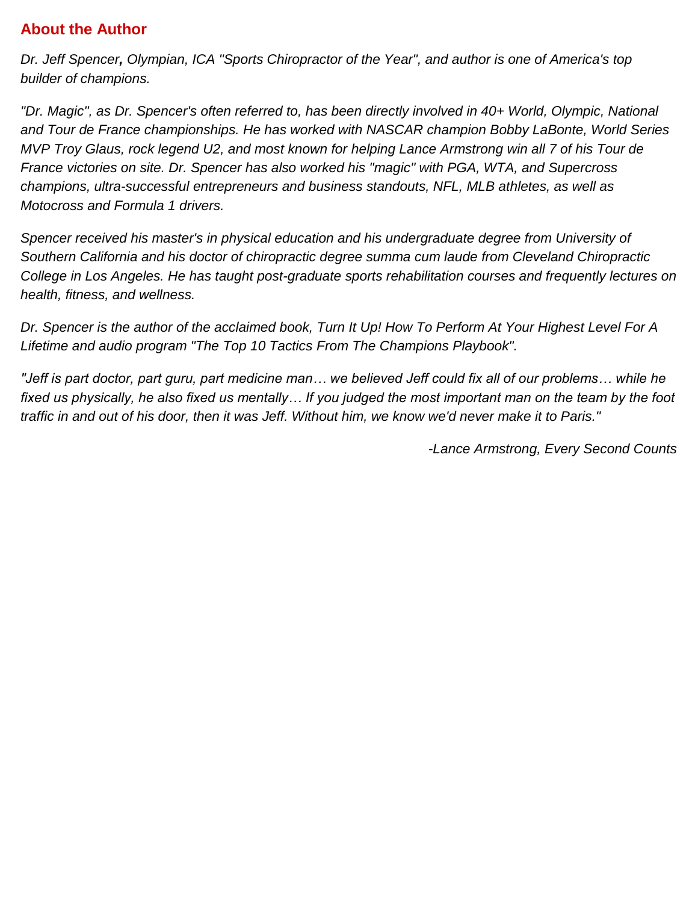## About the Author

*Dr. Jeff Spencer**,** Olympian, ICA "Sports Chiropractor of the Year", and author is one of America's top builder of champions.*

*"Dr. Magic", as Dr. Spencer's often referred to, has been directly involved in 40+ World, Olympic, National and Tour de France championships. He has worked with NASCAR champion Bobby LaBonte, World Series MVP Troy Glaus, rock legend U2, and most known for helping Lance Armstrong win all 7 of his Tour de France victories on site. Dr. Spencer has also worked his "magic" with PGA, WTA, and Supercross champions, ultra-successful entrepreneurs and business standouts, NFL, MLB athletes, as well as Motocross and Formula 1 drivers.*

*Spencer received his master's in physical education and his undergraduate degree from University of Southern California and his doctor of chiropractic degree summa cum laude from Cleveland Chiropractic College in Los Angeles. He has taught post-graduate sports rehabilitation courses and frequently lectures on health, fitness, and wellness.*

*Dr. Spencer is the author of the acclaimed book, Turn It Up! How To Perform At Your Highest Level For A Lifetime and audio program "The Top 10 Tactics From The Champions Playbook".*

*"Jeff is part doctor, part guru, part medicine man… we believed Jeff could fix all of our problems… while he fixed us physically, he also fixed us mentally… If you judged the most important man on the team by the foot traffic in and out of his door, then it was Jeff. Without him, we know we'd never make it to Paris."*

*-Lance Armstrong, Every Second Counts*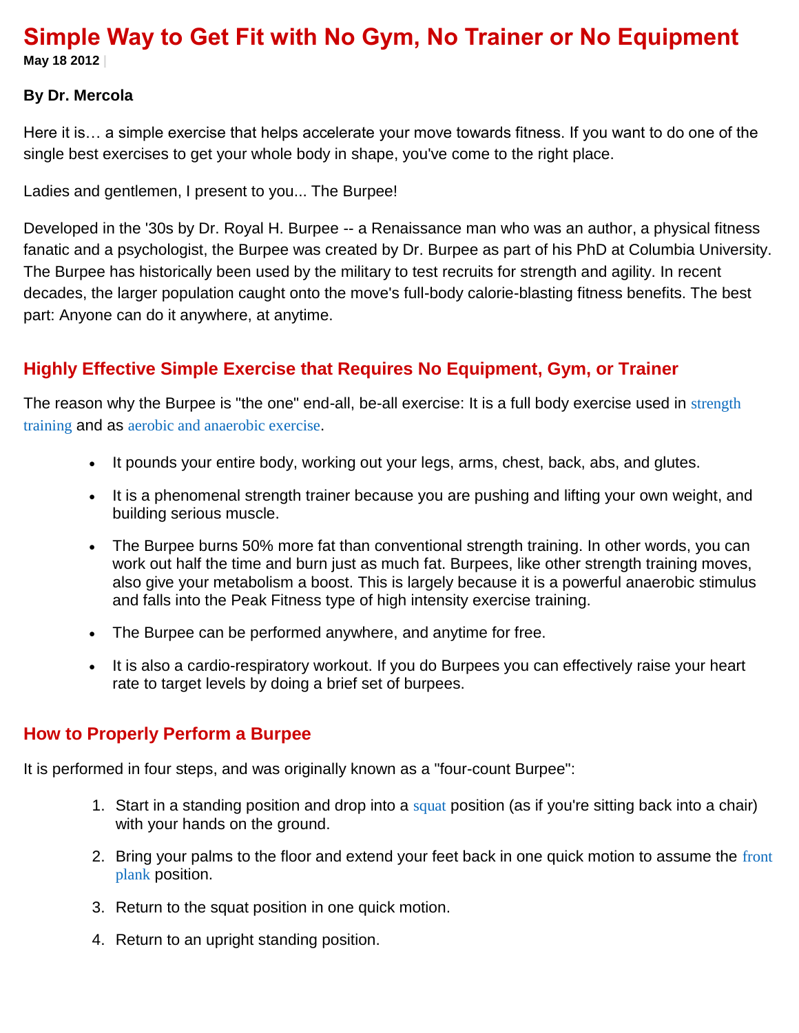# Simple Way to Get Fit with No Gym, No Trainer or No Equipment

**May 18 2012** |

**By Dr. Mercola**

Here it is… a simple exercise that helps accelerate your move towards fitness. If you want to do one of the single best exercises to get your whole body in shape, you've come to the right place.

Ladies and gentlemen, I present to you... The Burpee!

Developed in the '30s by Dr. Royal H. Burpee -- a Renaissance man who was an author, a physical fitness fanatic and a psychologist, the Burpee was created by Dr. Burpee as part of his PhD at Columbia University. The Burpee has historically been used by the military to test recruits for strength and agility. In recent decades, the larger population caught onto the move's full-body calorie-blasting fitness benefits. The best part: Anyone can do it anywhere, at anytime.

## Highly Effective Simple Exercise that Requires No Equipment, Gym, or Trainer

The reason why the Burpee is "the one" end-all, be-all exercise: It is a full body exercise used in strength training and as aerobic and anaerobic exercise.

- It pounds your entire body, working out your legs, arms, chest, back, abs, and glutes.
- It is a phenomenal strength trainer because you are pushing and lifting your own weight, and building serious muscle.
- The Burpee burns 50% more fat than conventional strength training. In other words, you can work out half the time and burn just as much fat. Burpees, like other strength training moves, also give your metabolism a boost. This is largely because it is a powerful anaerobic stimulus and falls into the Peak Fitness type of high intensity exercise training.
- The Burpee can be performed anywhere, and anytime for free.
- It is also a cardio-respiratory workout. If you do Burpees you can effectively raise your heart rate to target levels by doing a brief set of burpees.

## How to Properly Perform a Burpee

It is performed in four steps, and was originally known as a "four-count Burpee":

1. Start in a standing position and drop into a squat position (as if you're sitting back into a chair) with your hands on the ground.
2. Bring your palms to the floor and extend your feet back in one quick motion to assume the front plank position.
3. Return to the squat position in one quick motion.
4. Return to an upright standing position.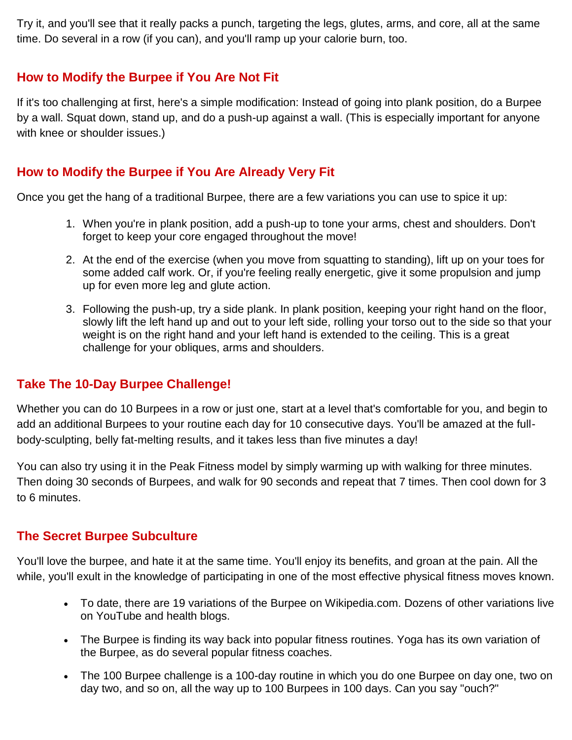Try it, and you'll see that it really packs a punch, targeting the legs, glutes, arms, and core, all at the same time. Do several in a row (if you can), and you'll ramp up your calorie burn, too.

## How to Modify the Burpee if You Are Not Fit

If it's too challenging at first, here's a simple modification: Instead of going into plank position, do a Burpee by a wall. Squat down, stand up, and do a push-up against a wall. (This is especially important for anyone with knee or shoulder issues.)

## How to Modify the Burpee if You Are Already Very Fit

Once you get the hang of a traditional Burpee, there are a few variations you can use to spice it up:

1. When you're in plank position, add a push-up to tone your arms, chest and shoulders. Don't forget to keep your core engaged throughout the move!
2. At the end of the exercise (when you move from squatting to standing), lift up on your toes for some added calf work. Or, if you're feeling really energetic, give it some propulsion and jump up for even more leg and glute action.
3. Following the push-up, try a side plank. In plank position, keeping your right hand on the floor, slowly lift the left hand up and out to your left side, rolling your torso out to the side so that your weight is on the right hand and your left hand is extended to the ceiling. This is a great challenge for your obliques, arms and shoulders.

## Take The 10-Day Burpee Challenge!

Whether you can do 10 Burpees in a row or just one, start at a level that's comfortable for you, and begin to add an additional Burpees to your routine each day for 10 consecutive days. You'll be amazed at the full-body-sculpting, belly fat-melting results, and it takes less than five minutes a day!

You can also try using it in the Peak Fitness model by simply warming up with walking for three minutes. Then doing 30 seconds of Burpees, and walk for 90 seconds and repeat that 7 times. Then cool down for 3 to 6 minutes.

## The Secret Burpee Subculture

You'll love the burpee, and hate it at the same time. You'll enjoy its benefits, and groan at the pain. All the while, you'll exult in the knowledge of participating in one of the most effective physical fitness moves known.

- To date, there are 19 variations of the Burpee on Wikipedia.com. Dozens of other variations live on YouTube and health blogs.
- The Burpee is finding its way back into popular fitness routines. Yoga has its own variation of the Burpee, as do several popular fitness coaches.
- The 100 Burpee challenge is a 100-day routine in which you do one Burpee on day one, two on day two, and so on, all the way up to 100 Burpees in 100 days. Can you say "ouch?"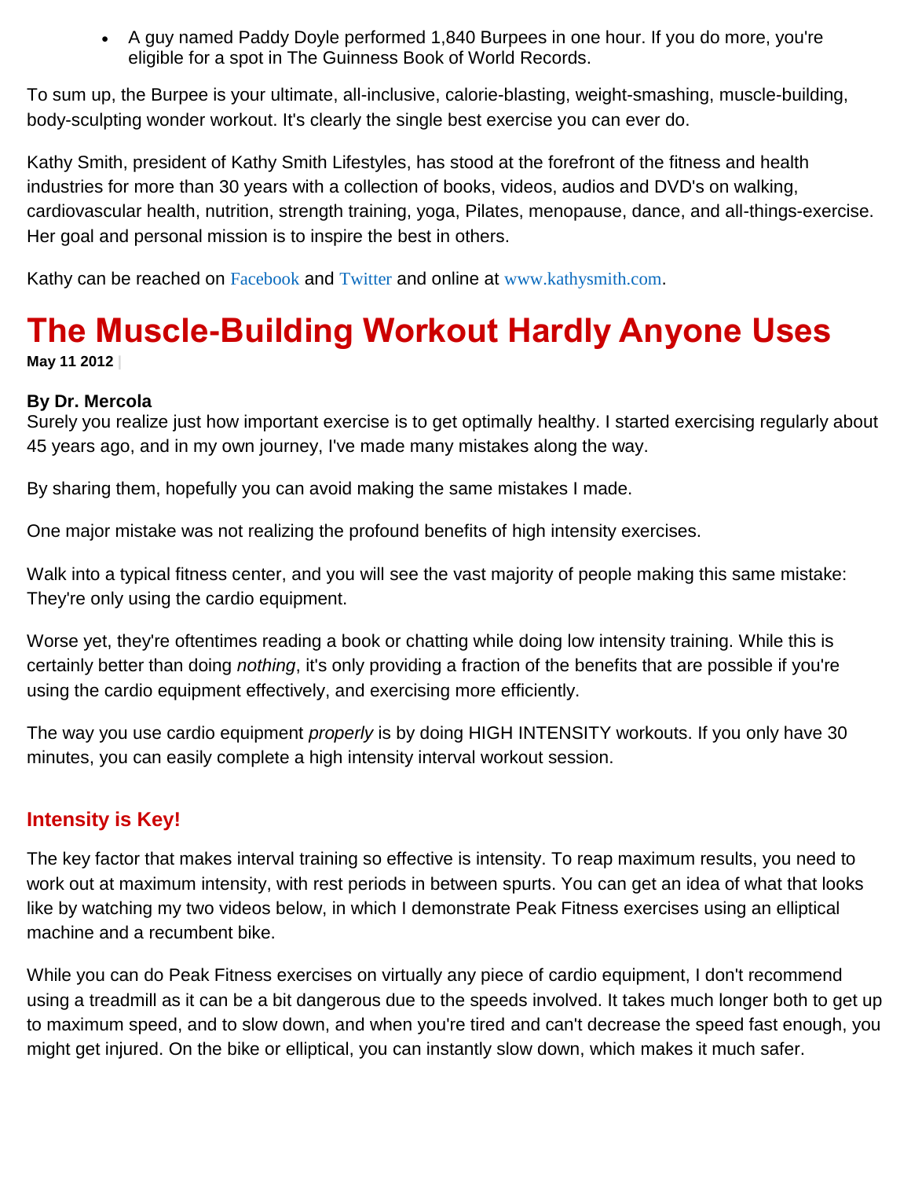- A guy named Paddy Doyle performed 1,840 Burpees in one hour. If you do more, you're eligible for a spot in The Guinness Book of World Records.

To sum up, the Burpee is your ultimate, all-inclusive, calorie-blasting, weight-smashing, muscle-building, body-sculpting wonder workout. It's clearly the single best exercise you can ever do.

Kathy Smith, president of Kathy Smith Lifestyles, has stood at the forefront of the fitness and health industries for more than 30 years with a collection of books, videos, audios and DVD's on walking, cardiovascular health, nutrition, strength training, yoga, Pilates, menopause, dance, and all-things-exercise. Her goal and personal mission is to inspire the best in others.

Kathy can be reached on Facebook and Twitter and online at www.kathysmith.com.

# The Muscle-Building Workout Hardly Anyone Uses

**May 11 2012**

**By Dr. Mercola**

Surely you realize just how important exercise is to get optimally healthy. I started exercising regularly about 45 years ago, and in my own journey, I've made many mistakes along the way.

By sharing them, hopefully you can avoid making the same mistakes I made.

One major mistake was not realizing the profound benefits of high intensity exercises.

Walk into a typical fitness center, and you will see the vast majority of people making this same mistake: They're only using the cardio equipment.

Worse yet, they're oftentimes reading a book or chatting while doing low intensity training. While this is certainly better than doing *nothing*, it's only providing a fraction of the benefits that are possible if you're using the cardio equipment effectively, and exercising more efficiently.

The way you use cardio equipment *properly* is by doing HIGH INTENSITY workouts. If you only have 30 minutes, you can easily complete a high intensity interval workout session.

## Intensity is Key!

The key factor that makes interval training so effective is intensity. To reap maximum results, you need to work out at maximum intensity, with rest periods in between spurts. You can get an idea of what that looks like by watching my two videos below, in which I demonstrate Peak Fitness exercises using an elliptical machine and a recumbent bike.

While you can do Peak Fitness exercises on virtually any piece of cardio equipment, I don't recommend using a treadmill as it can be a bit dangerous due to the speeds involved. It takes much longer both to get up to maximum speed, and to slow down, and when you're tired and can't decrease the speed fast enough, you might get injured. On the bike or elliptical, you can instantly slow down, which makes it much safer.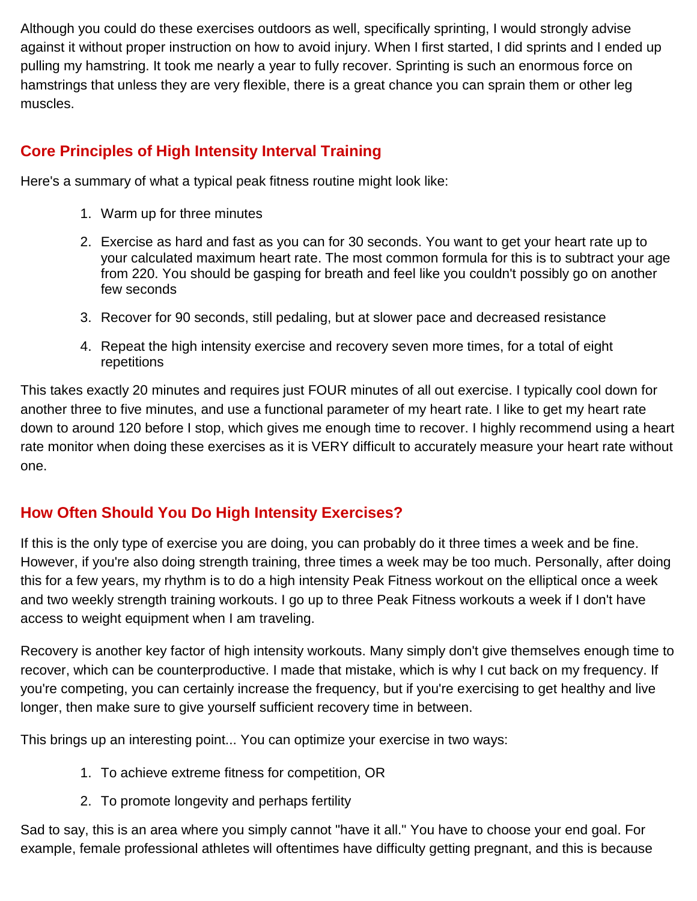Although you could do these exercises outdoors as well, specifically sprinting, I would strongly advise against it without proper instruction on how to avoid injury. When I first started, I did sprints and I ended up pulling my hamstring. It took me nearly a year to fully recover. Sprinting is such an enormous force on hamstrings that unless they are very flexible, there is a great chance you can sprain them or other leg muscles.

## Core Principles of High Intensity Interval Training

Here's a summary of what a typical peak fitness routine might look like:

1. Warm up for three minutes
2. Exercise as hard and fast as you can for 30 seconds. You want to get your heart rate up to your calculated maximum heart rate. The most common formula for this is to subtract your age from 220. You should be gasping for breath and feel like you couldn't possibly go on another few seconds
3. Recover for 90 seconds, still pedaling, but at slower pace and decreased resistance
4. Repeat the high intensity exercise and recovery seven more times, for a total of eight repetitions

This takes exactly 20 minutes and requires just FOUR minutes of all out exercise. I typically cool down for another three to five minutes, and use a functional parameter of my heart rate. I like to get my heart rate down to around 120 before I stop, which gives me enough time to recover. I highly recommend using a heart rate monitor when doing these exercises as it is VERY difficult to accurately measure your heart rate without one.

## How Often Should You Do High Intensity Exercises?

If this is the only type of exercise you are doing, you can probably do it three times a week and be fine. However, if you're also doing strength training, three times a week may be too much. Personally, after doing this for a few years, my rhythm is to do a high intensity Peak Fitness workout on the elliptical once a week and two weekly strength training workouts. I go up to three Peak Fitness workouts a week if I don't have access to weight equipment when I am traveling.

Recovery is another key factor of high intensity workouts. Many simply don't give themselves enough time to recover, which can be counterproductive. I made that mistake, which is why I cut back on my frequency. If you're competing, you can certainly increase the frequency, but if you're exercising to get healthy and live longer, then make sure to give yourself sufficient recovery time in between.

This brings up an interesting point... You can optimize your exercise in two ways:

1. To achieve extreme fitness for competition, OR
2. To promote longevity and perhaps fertility

Sad to say, this is an area where you simply cannot "have it all." You have to choose your end goal. For example, female professional athletes will oftentimes have difficulty getting pregnant, and this is because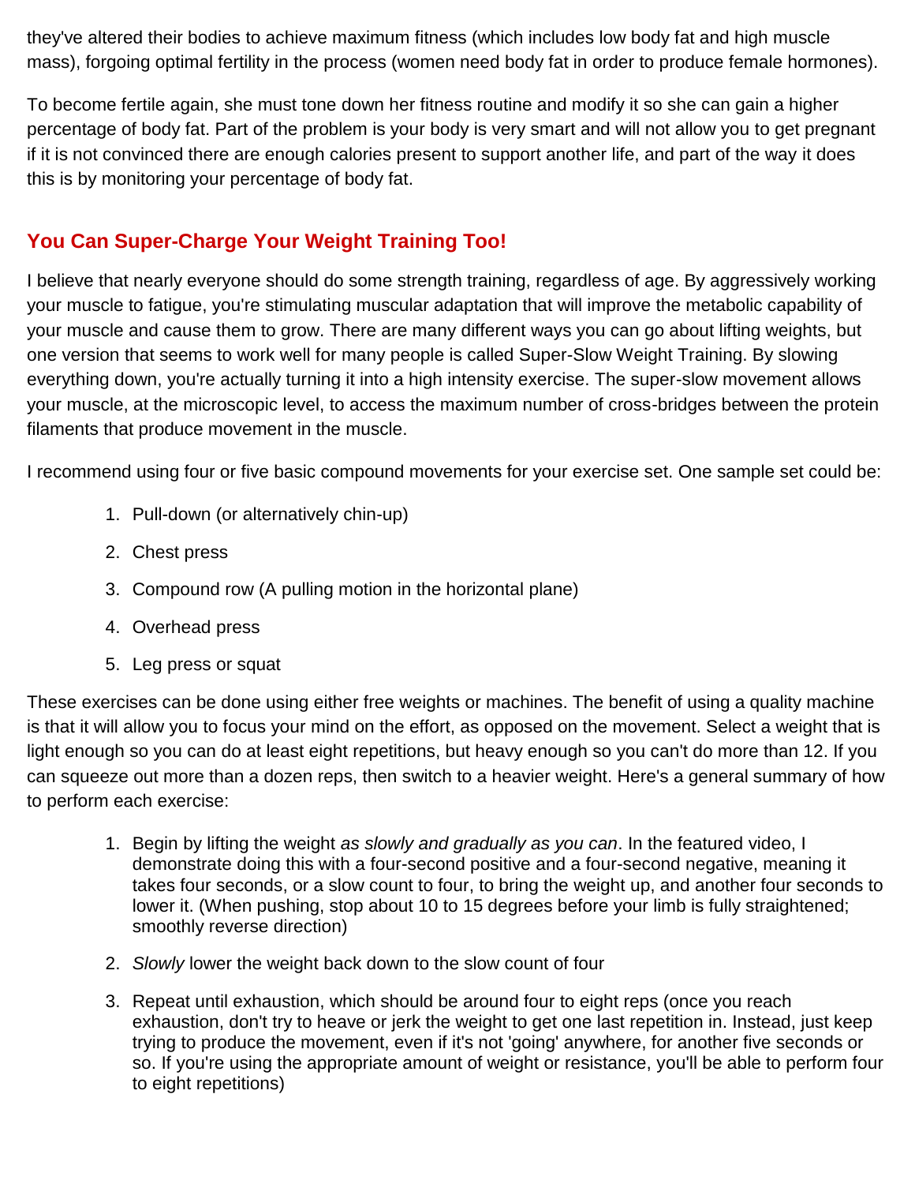they've altered their bodies to achieve maximum fitness (which includes low body fat and high muscle mass), forgoing optimal fertility in the process (women need body fat in order to produce female hormones).

To become fertile again, she must tone down her fitness routine and modify it so she can gain a higher percentage of body fat. Part of the problem is your body is very smart and will not allow you to get pregnant if it is not convinced there are enough calories present to support another life, and part of the way it does this is by monitoring your percentage of body fat.

## You Can Super-Charge Your Weight Training Too!

I believe that nearly everyone should do some strength training, regardless of age. By aggressively working your muscle to fatigue, you're stimulating muscular adaptation that will improve the metabolic capability of your muscle and cause them to grow. There are many different ways you can go about lifting weights, but one version that seems to work well for many people is called Super-Slow Weight Training. By slowing everything down, you're actually turning it into a high intensity exercise. The super-slow movement allows your muscle, at the microscopic level, to access the maximum number of cross-bridges between the protein filaments that produce movement in the muscle.

I recommend using four or five basic compound movements for your exercise set. One sample set could be:

1. Pull-down (or alternatively chin-up)
2. Chest press
3. Compound row (A pulling motion in the horizontal plane)
4. Overhead press
5. Leg press or squat

These exercises can be done using either free weights or machines. The benefit of using a quality machine is that it will allow you to focus your mind on the effort, as opposed on the movement. Select a weight that is light enough so you can do at least eight repetitions, but heavy enough so you can't do more than 12. If you can squeeze out more than a dozen reps, then switch to a heavier weight. Here's a general summary of how to perform each exercise:

1. Begin by lifting the weight *as slowly and gradually as you can*. In the featured video, I demonstrate doing this with a four-second positive and a four-second negative, meaning it takes four seconds, or a slow count to four, to bring the weight up, and another four seconds to lower it. (When pushing, stop about 10 to 15 degrees before your limb is fully straightened; smoothly reverse direction)
2. *Slowly* lower the weight back down to the slow count of four
3. Repeat until exhaustion, which should be around four to eight reps (once you reach exhaustion, don't try to heave or jerk the weight to get one last repetition in. Instead, just keep trying to produce the movement, even if it's not 'going' anywhere, for another five seconds or so. If you're using the appropriate amount of weight or resistance, you'll be able to perform four to eight repetitions)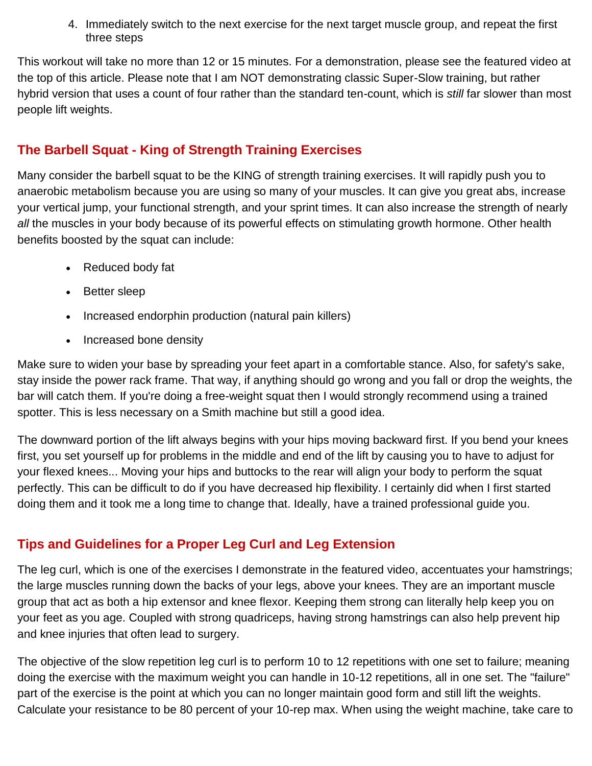4. Immediately switch to the next exercise for the next target muscle group, and repeat the first three steps

This workout will take no more than 12 or 15 minutes. For a demonstration, please see the featured video at the top of this article. Please note that I am NOT demonstrating classic Super-Slow training, but rather hybrid version that uses a count of four rather than the standard ten-count, which is *still* far slower than most people lift weights.

## The Barbell Squat - King of Strength Training Exercises

Many consider the barbell squat to be the KING of strength training exercises. It will rapidly push you to anaerobic metabolism because you are using so many of your muscles. It can give you great abs, increase your vertical jump, your functional strength, and your sprint times. It can also increase the strength of nearly *all* the muscles in your body because of its powerful effects on stimulating growth hormone. Other health benefits boosted by the squat can include:

- Reduced body fat
- Better sleep
- Increased endorphin production (natural pain killers)
- Increased bone density

Make sure to widen your base by spreading your feet apart in a comfortable stance. Also, for safety's sake, stay inside the power rack frame. That way, if anything should go wrong and you fall or drop the weights, the bar will catch them. If you're doing a free-weight squat then I would strongly recommend using a trained spotter. This is less necessary on a Smith machine but still a good idea.

The downward portion of the lift always begins with your hips moving backward first. If you bend your knees first, you set yourself up for problems in the middle and end of the lift by causing you to have to adjust for your flexed knees... Moving your hips and buttocks to the rear will align your body to perform the squat perfectly. This can be difficult to do if you have decreased hip flexibility. I certainly did when I first started doing them and it took me a long time to change that. Ideally, have a trained professional guide you.

## Tips and Guidelines for a Proper Leg Curl and Leg Extension

The leg curl, which is one of the exercises I demonstrate in the featured video, accentuates your hamstrings; the large muscles running down the backs of your legs, above your knees. They are an important muscle group that act as both a hip extensor and knee flexor. Keeping them strong can literally help keep you on your feet as you age. Coupled with strong quadriceps, having strong hamstrings can also help prevent hip and knee injuries that often lead to surgery.

The objective of the slow repetition leg curl is to perform 10 to 12 repetitions with one set to failure; meaning doing the exercise with the maximum weight you can handle in 10-12 repetitions, all in one set. The "failure" part of the exercise is the point at which you can no longer maintain good form and still lift the weights. Calculate your resistance to be 80 percent of your 10-rep max. When using the weight machine, take care to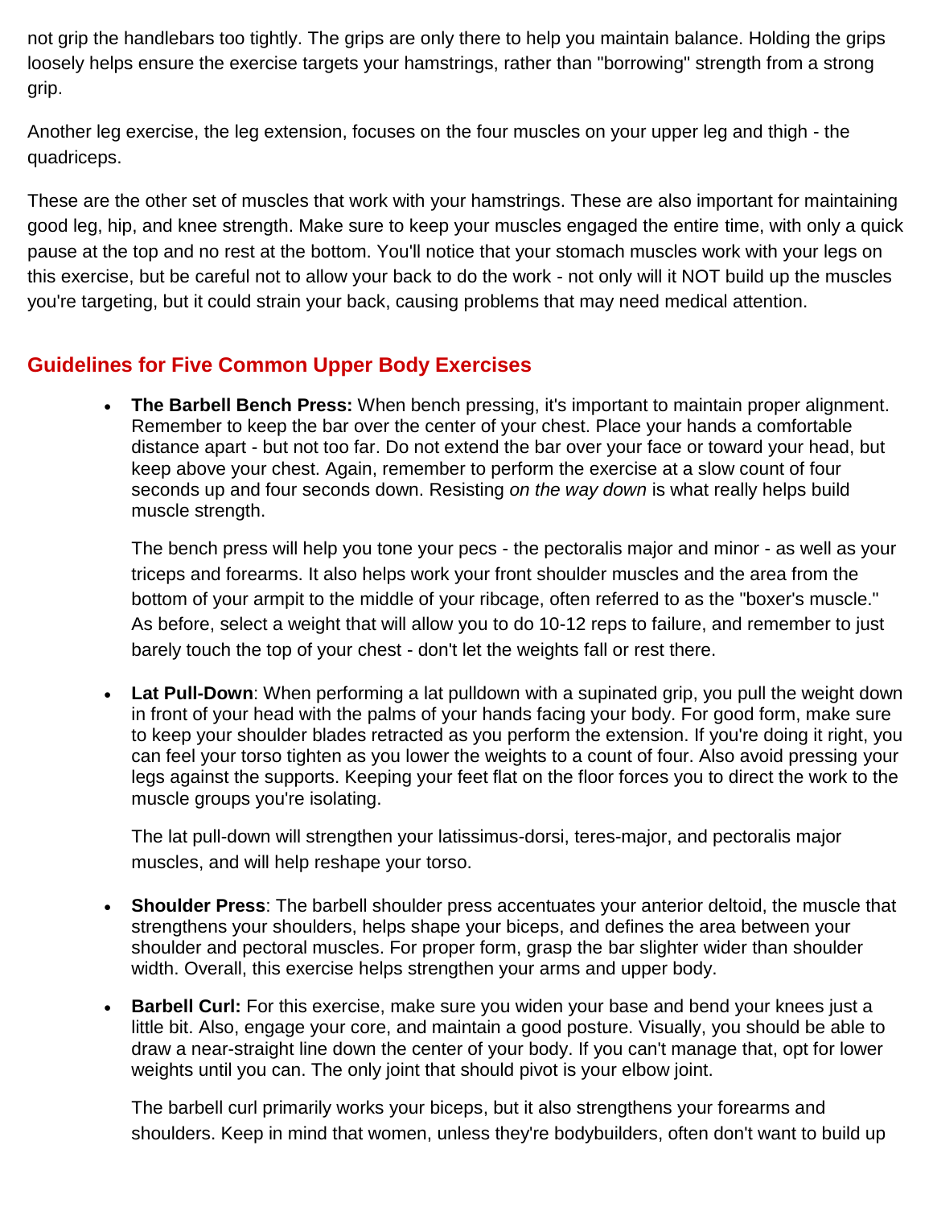not grip the handlebars too tightly. The grips are only there to help you maintain balance. Holding the grips loosely helps ensure the exercise targets your hamstrings, rather than "borrowing" strength from a strong grip.

Another leg exercise, the leg extension, focuses on the four muscles on your upper leg and thigh - the quadriceps.

These are the other set of muscles that work with your hamstrings. These are also important for maintaining good leg, hip, and knee strength. Make sure to keep your muscles engaged the entire time, with only a quick pause at the top and no rest at the bottom. You'll notice that your stomach muscles work with your legs on this exercise, but be careful not to allow your back to do the work - not only will it NOT build up the muscles you're targeting, but it could strain your back, causing problems that may need medical attention.

## Guidelines for Five Common Upper Body Exercises

- **The Barbell Bench Press:** When bench pressing, it's important to maintain proper alignment. Remember to keep the bar over the center of your chest. Place your hands a comfortable distance apart - but not too far. Do not extend the bar over your face or toward your head, but keep above your chest. Again, remember to perform the exercise at a slow count of four seconds up and four seconds down. Resisting *on the way down* is what really helps build muscle strength.

  The bench press will help you tone your pecs - the pectoralis major and minor - as well as your triceps and forearms. It also helps work your front shoulder muscles and the area from the bottom of your armpit to the middle of your ribcage, often referred to as the "boxer's muscle." As before, select a weight that will allow you to do 10-12 reps to failure, and remember to just barely touch the top of your chest - don't let the weights fall or rest there.

- **Lat Pull-Down**: When performing a lat pulldown with a supinated grip, you pull the weight down in front of your head with the palms of your hands facing your body. For good form, make sure to keep your shoulder blades retracted as you perform the extension. If you're doing it right, you can feel your torso tighten as you lower the weights to a count of four. Also avoid pressing your legs against the supports. Keeping your feet flat on the floor forces you to direct the work to the muscle groups you're isolating.

  The lat pull-down will strengthen your latissimus-dorsi, teres-major, and pectoralis major muscles, and will help reshape your torso.

- **Shoulder Press**: The barbell shoulder press accentuates your anterior deltoid, the muscle that strengthens your shoulders, helps shape your biceps, and defines the area between your shoulder and pectoral muscles. For proper form, grasp the bar slighter wider than shoulder width. Overall, this exercise helps strengthen your arms and upper body.

- **Barbell Curl:** For this exercise, make sure you widen your base and bend your knees just a little bit. Also, engage your core, and maintain a good posture. Visually, you should be able to draw a near-straight line down the center of your body. If you can't manage that, opt for lower weights until you can. The only joint that should pivot is your elbow joint.

  The barbell curl primarily works your biceps, but it also strengthens your forearms and shoulders. Keep in mind that women, unless they're bodybuilders, often don't want to build up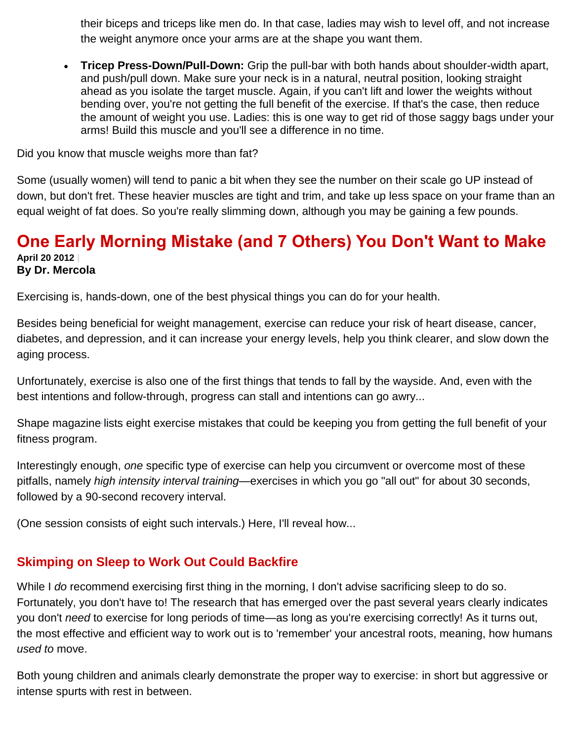their biceps and triceps like men do. In that case, ladies may wish to level off, and not increase the weight anymore once your arms are at the shape you want them.

- **Tricep Press-Down/Pull-Down:** Grip the pull-bar with both hands about shoulder-width apart, and push/pull down. Make sure your neck is in a natural, neutral position, looking straight ahead as you isolate the target muscle. Again, if you can't lift and lower the weights without bending over, you're not getting the full benefit of the exercise. If that's the case, then reduce the amount of weight you use. Ladies: this is one way to get rid of those saggy bags under your arms! Build this muscle and you'll see a difference in no time.

Did you know that muscle weighs more than fat?

Some (usually women) will tend to panic a bit when they see the number on their scale go UP instead of down, but don't fret. These heavier muscles are tight and trim, and take up less space on your frame than an equal weight of fat does. So you're really slimming down, although you may be gaining a few pounds.

# One Early Morning Mistake (and 7 Others) You Don't Want to Make

**April 20 2012** |
**By Dr. Mercola**

Exercising is, hands-down, one of the best physical things you can do for your health.

Besides being beneficial for weight management, exercise can reduce your risk of heart disease, cancer, diabetes, and depression, and it can increase your energy levels, help you think clearer, and slow down the aging process.

Unfortunately, exercise is also one of the first things that tends to fall by the wayside. And, even with the best intentions and follow-through, progress can stall and intentions can go awry...

Shape magazine[1] lists eight exercise mistakes that could be keeping you from getting the full benefit of your fitness program.

Interestingly enough, *one* specific type of exercise can help you circumvent or overcome most of these pitfalls, namely *high intensity interval training*—exercises in which you go "all out" for about 30 seconds, followed by a 90-second recovery interval.

(One session consists of eight such intervals.) Here, I'll reveal how...

## Skimping on Sleep to Work Out Could Backfire

While I *do* recommend exercising first thing in the morning, I don't advise sacrificing sleep to do so. Fortunately, you don't have to! The research that has emerged over the past several years clearly indicates you don't *need* to exercise for long periods of time—as long as you're exercising correctly! As it turns out, the most effective and efficient way to work out is to 'remember' your ancestral roots, meaning, how humans *used to* move.

Both young children and animals clearly demonstrate the proper way to exercise: in short but aggressive or intense spurts with rest in between.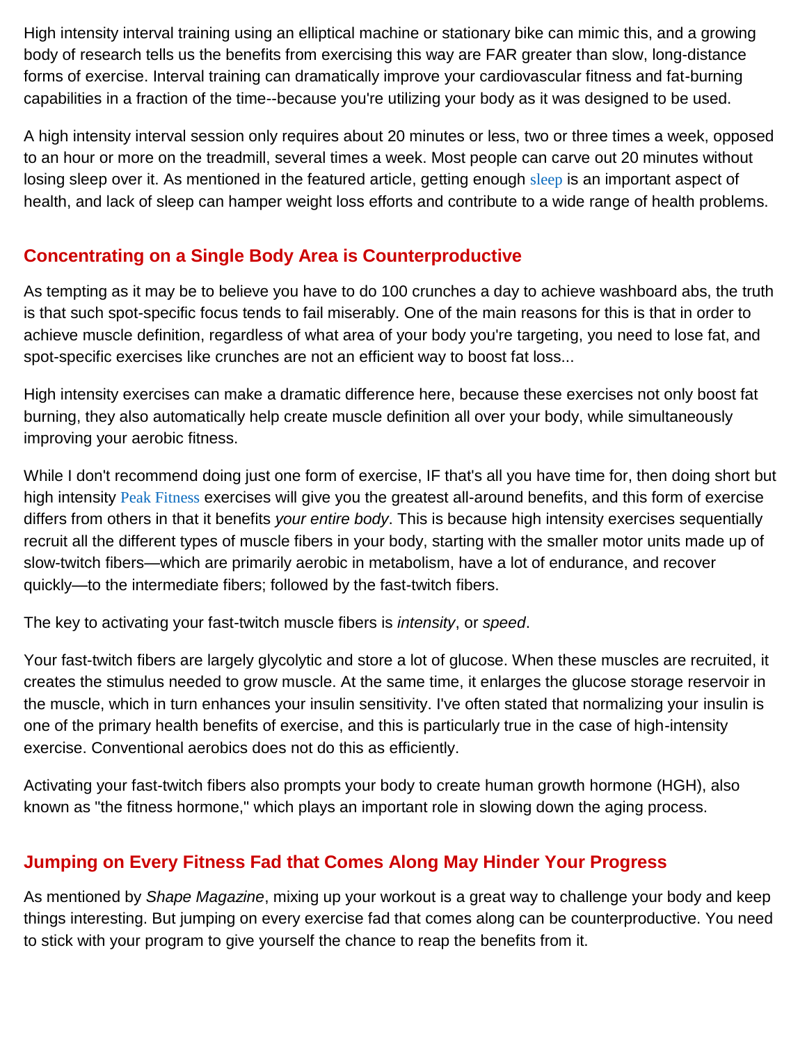High intensity interval training using an elliptical machine or stationary bike can mimic this, and a growing body of research tells us the benefits from exercising this way are FAR greater than slow, long-distance forms of exercise. Interval training can dramatically improve your cardiovascular fitness and fat-burning capabilities in a fraction of the time--because you're utilizing your body as it was designed to be used.

A high intensity interval session only requires about 20 minutes or less, two or three times a week, opposed to an hour or more on the treadmill, several times a week. Most people can carve out 20 minutes without losing sleep over it. As mentioned in the featured article, getting enough sleep is an important aspect of health, and lack of sleep can hamper weight loss efforts and contribute to a wide range of health problems.

## Concentrating on a Single Body Area is Counterproductive

As tempting as it may be to believe you have to do 100 crunches a day to achieve washboard abs, the truth is that such spot-specific focus tends to fail miserably. One of the main reasons for this is that in order to achieve muscle definition, regardless of what area of your body you're targeting, you need to lose fat, and spot-specific exercises like crunches are not an efficient way to boost fat loss...

High intensity exercises can make a dramatic difference here, because these exercises not only boost fat burning, they also automatically help create muscle definition all over your body, while simultaneously improving your aerobic fitness.

While I don't recommend doing just one form of exercise, IF that's all you have time for, then doing short but high intensity Peak Fitness exercises will give you the greatest all-around benefits, and this form of exercise differs from others in that it benefits *your entire body*. This is because high intensity exercises sequentially recruit all the different types of muscle fibers in your body, starting with the smaller motor units made up of slow-twitch fibers—which are primarily aerobic in metabolism, have a lot of endurance, and recover quickly—to the intermediate fibers; followed by the fast-twitch fibers.

The key to activating your fast-twitch muscle fibers is *intensity*, or *speed*.

Your fast-twitch fibers are largely glycolytic and store a lot of glucose. When these muscles are recruited, it creates the stimulus needed to grow muscle. At the same time, it enlarges the glucose storage reservoir in the muscle, which in turn enhances your insulin sensitivity. I've often stated that normalizing your insulin is one of the primary health benefits of exercise, and this is particularly true in the case of high-intensity exercise. Conventional aerobics does not do this as efficiently.

Activating your fast-twitch fibers also prompts your body to create human growth hormone (HGH), also known as "the fitness hormone," which plays an important role in slowing down the aging process.

## Jumping on Every Fitness Fad that Comes Along May Hinder Your Progress

As mentioned by *Shape Magazine*, mixing up your workout is a great way to challenge your body and keep things interesting. But jumping on every exercise fad that comes along can be counterproductive. You need to stick with your program to give yourself the chance to reap the benefits from it.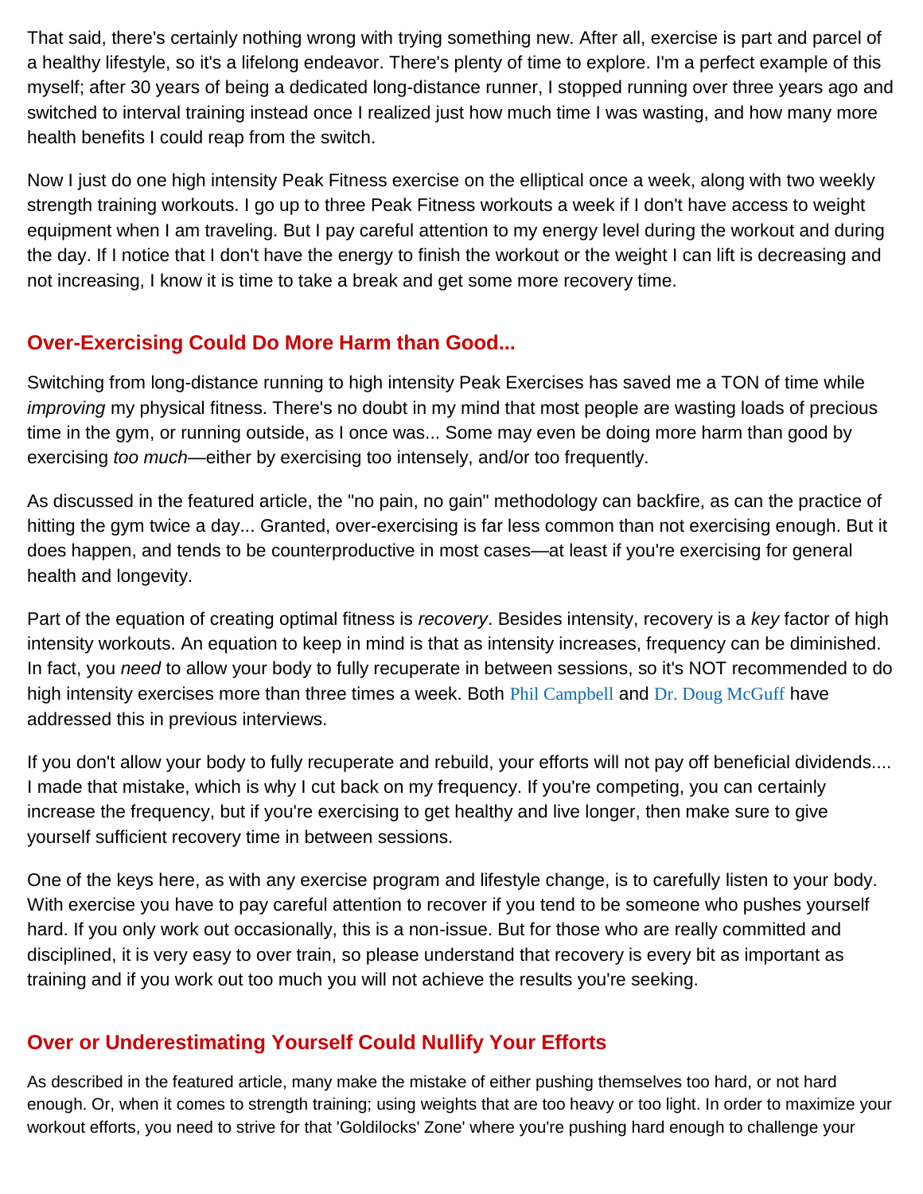That said, there's certainly nothing wrong with trying something new. After all, exercise is part and parcel of a healthy lifestyle, so it's a lifelong endeavor. There's plenty of time to explore. I'm a perfect example of this myself; after 30 years of being a dedicated long-distance runner, I stopped running over three years ago and switched to interval training instead once I realized just how much time I was wasting, and how many more health benefits I could reap from the switch.

Now I just do one high intensity Peak Fitness exercise on the elliptical once a week, along with two weekly strength training workouts. I go up to three Peak Fitness workouts a week if I don't have access to weight equipment when I am traveling. But I pay careful attention to my energy level during the workout and during the day. If I notice that I don't have the energy to finish the workout or the weight I can lift is decreasing and not increasing, I know it is time to take a break and get some more recovery time.

## Over-Exercising Could Do More Harm than Good...

Switching from long-distance running to high intensity Peak Exercises has saved me a TON of time while *improving* my physical fitness. There's no doubt in my mind that most people are wasting loads of precious time in the gym, or running outside, as I once was... Some may even be doing more harm than good by exercising *too much*—either by exercising too intensely, and/or too frequently.

As discussed in the featured article, the "no pain, no gain" methodology can backfire, as can the practice of hitting the gym twice a day... Granted, over-exercising is far less common than not exercising enough. But it does happen, and tends to be counterproductive in most cases—at least if you're exercising for general health and longevity.

Part of the equation of creating optimal fitness is *recovery*. Besides intensity, recovery is a *key* factor of high intensity workouts. An equation to keep in mind is that as intensity increases, frequency can be diminished. In fact, you *need* to allow your body to fully recuperate in between sessions, so it's NOT recommended to do high intensity exercises more than three times a week. Both Phil Campbell and Dr. Doug McGuff have addressed this in previous interviews.

If you don't allow your body to fully recuperate and rebuild, your efforts will not pay off beneficial dividends.... I made that mistake, which is why I cut back on my frequency. If you're competing, you can certainly increase the frequency, but if you're exercising to get healthy and live longer, then make sure to give yourself sufficient recovery time in between sessions.

One of the keys here, as with any exercise program and lifestyle change, is to carefully listen to your body. With exercise you have to pay careful attention to recover if you tend to be someone who pushes yourself hard. If you only work out occasionally, this is a non-issue. But for those who are really committed and disciplined, it is very easy to over train, so please understand that recovery is every bit as important as training and if you work out too much you will not achieve the results you're seeking.

## Over or Underestimating Yourself Could Nullify Your Efforts

As described in the featured article, many make the mistake of either pushing themselves too hard, or not hard enough. Or, when it comes to strength training; using weights that are too heavy or too light. In order to maximize your workout efforts, you need to strive for that 'Goldilocks' Zone' where you're pushing hard enough to challenge your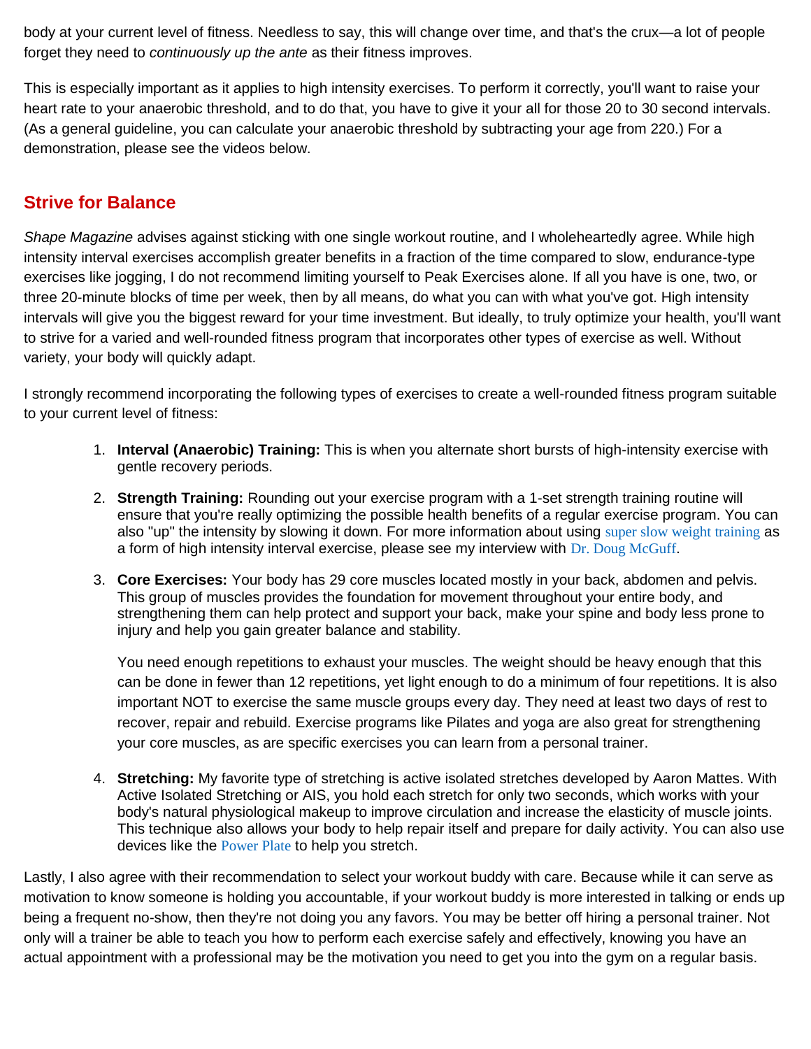body at your current level of fitness. Needless to say, this will change over time, and that's the crux—a lot of people forget they need to *continuously up the ante* as their fitness improves.

This is especially important as it applies to high intensity exercises. To perform it correctly, you'll want to raise your heart rate to your anaerobic threshold, and to do that, you have to give it your all for those 20 to 30 second intervals. (As a general guideline, you can calculate your anaerobic threshold by subtracting your age from 220.) For a demonstration, please see the videos below.

## Strive for Balance

*Shape Magazine* advises against sticking with one single workout routine, and I wholeheartedly agree. While high intensity interval exercises accomplish greater benefits in a fraction of the time compared to slow, endurance-type exercises like jogging, I do not recommend limiting yourself to Peak Exercises alone. If all you have is one, two, or three 20-minute blocks of time per week, then by all means, do what you can with what you've got. High intensity intervals will give you the biggest reward for your time investment. But ideally, to truly optimize your health, you'll want to strive for a varied and well-rounded fitness program that incorporates other types of exercise as well. Without variety, your body will quickly adapt.

I strongly recommend incorporating the following types of exercises to create a well-rounded fitness program suitable to your current level of fitness:

1. **Interval (Anaerobic) Training:** This is when you alternate short bursts of high-intensity exercise with gentle recovery periods.
2. **Strength Training:** Rounding out your exercise program with a 1-set strength training routine will ensure that you're really optimizing the possible health benefits of a regular exercise program. You can also "up" the intensity by slowing it down. For more information about using super slow weight training as a form of high intensity interval exercise, please see my interview with Dr. Doug McGuff.
3. **Core Exercises:** Your body has 29 core muscles located mostly in your back, abdomen and pelvis. This group of muscles provides the foundation for movement throughout your entire body, and strengthening them can help protect and support your back, make your spine and body less prone to injury and help you gain greater balance and stability.

   You need enough repetitions to exhaust your muscles. The weight should be heavy enough that this can be done in fewer than 12 repetitions, yet light enough to do a minimum of four repetitions. It is also important NOT to exercise the same muscle groups every day. They need at least two days of rest to recover, repair and rebuild. Exercise programs like Pilates and yoga are also great for strengthening your core muscles, as are specific exercises you can learn from a personal trainer.
4. **Stretching:** My favorite type of stretching is active isolated stretches developed by Aaron Mattes. With Active Isolated Stretching or AIS, you hold each stretch for only two seconds, which works with your body's natural physiological makeup to improve circulation and increase the elasticity of muscle joints. This technique also allows your body to help repair itself and prepare for daily activity. You can also use devices like the Power Plate to help you stretch.

Lastly, I also agree with their recommendation to select your workout buddy with care. Because while it can serve as motivation to know someone is holding you accountable, if your workout buddy is more interested in talking or ends up being a frequent no-show, then they're not doing you any favors. You may be better off hiring a personal trainer. Not only will a trainer be able to teach you how to perform each exercise safely and effectively, knowing you have an actual appointment with a professional may be the motivation you need to get you into the gym on a regular basis.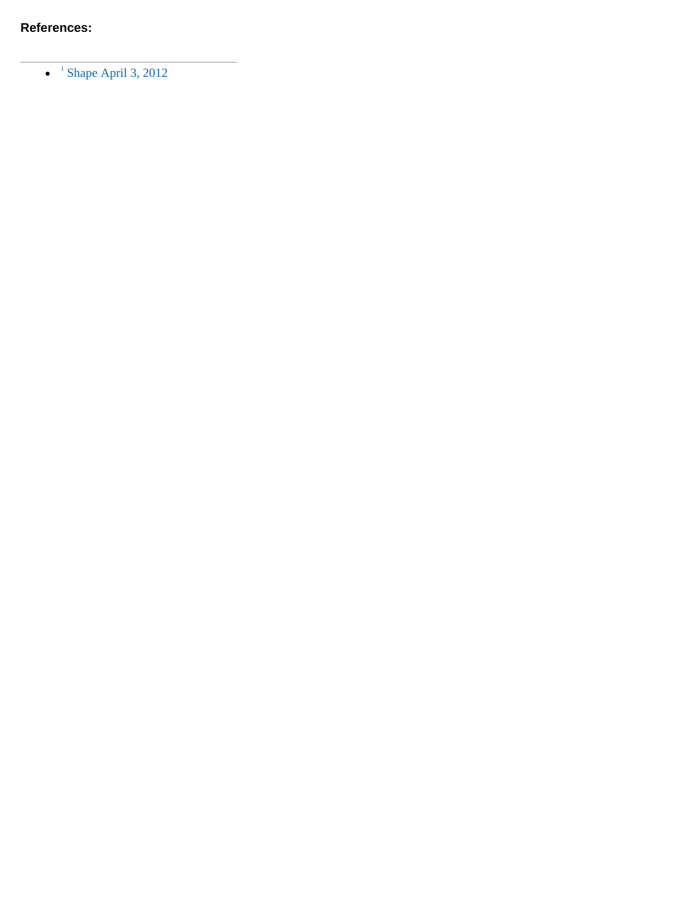**References:**

---

- [i] Shape April 3, 2012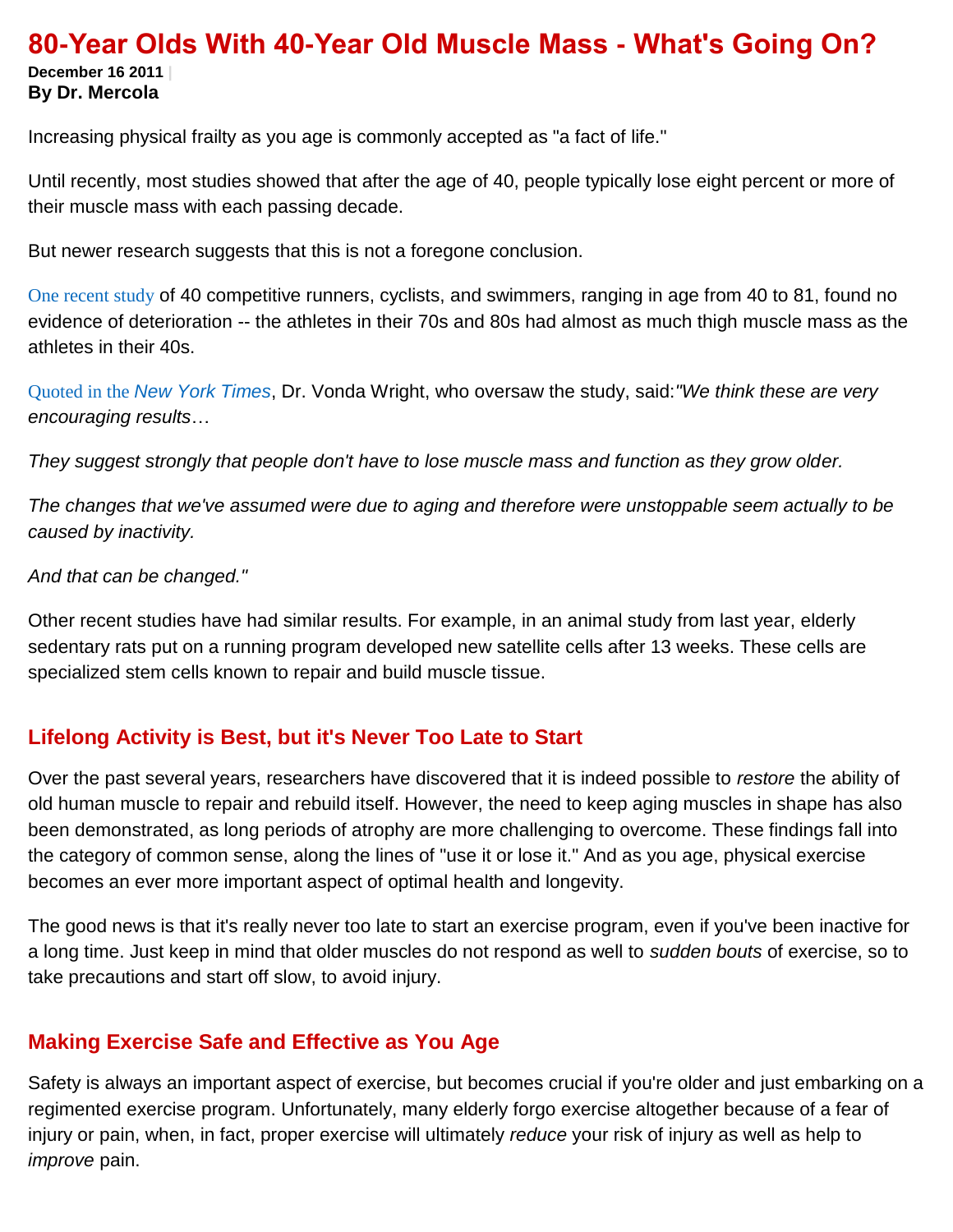# 80-Year Olds With 40-Year Old Muscle Mass - What's Going On?

**December 16 2011** |
**By Dr. Mercola**

Increasing physical frailty as you age is commonly accepted as "a fact of life."

Until recently, most studies showed that after the age of 40, people typically lose eight percent or more of their muscle mass with each passing decade.

But newer research suggests that this is not a foregone conclusion.

One recent study of 40 competitive runners, cyclists, and swimmers, ranging in age from 40 to 81, found no evidence of deterioration -- the athletes in their 70s and 80s had almost as much thigh muscle mass as the athletes in their 40s.

Quoted in the *New York Times*, Dr. Vonda Wright, who oversaw the study, said:*"We think these are very encouraging results…*

*They suggest strongly that people don't have to lose muscle mass and function as they grow older.*

*The changes that we've assumed were due to aging and therefore were unstoppable seem actually to be caused by inactivity.*

*And that can be changed."*

Other recent studies have had similar results. For example, in an animal study from last year, elderly sedentary rats put on a running program developed new satellite cells after 13 weeks. These cells are specialized stem cells known to repair and build muscle tissue.

## Lifelong Activity is Best, but it's Never Too Late to Start

Over the past several years, researchers have discovered that it is indeed possible to *restore* the ability of old human muscle to repair and rebuild itself. However, the need to keep aging muscles in shape has also been demonstrated, as long periods of atrophy are more challenging to overcome. These findings fall into the category of common sense, along the lines of "use it or lose it." And as you age, physical exercise becomes an ever more important aspect of optimal health and longevity.

The good news is that it's really never too late to start an exercise program, even if you've been inactive for a long time. Just keep in mind that older muscles do not respond as well to *sudden bouts* of exercise, so to take precautions and start off slow, to avoid injury.

## Making Exercise Safe and Effective as You Age

Safety is always an important aspect of exercise, but becomes crucial if you're older and just embarking on a regimented exercise program. Unfortunately, many elderly forgo exercise altogether because of a fear of injury or pain, when, in fact, proper exercise will ultimately *reduce* your risk of injury as well as help to *improve* pain.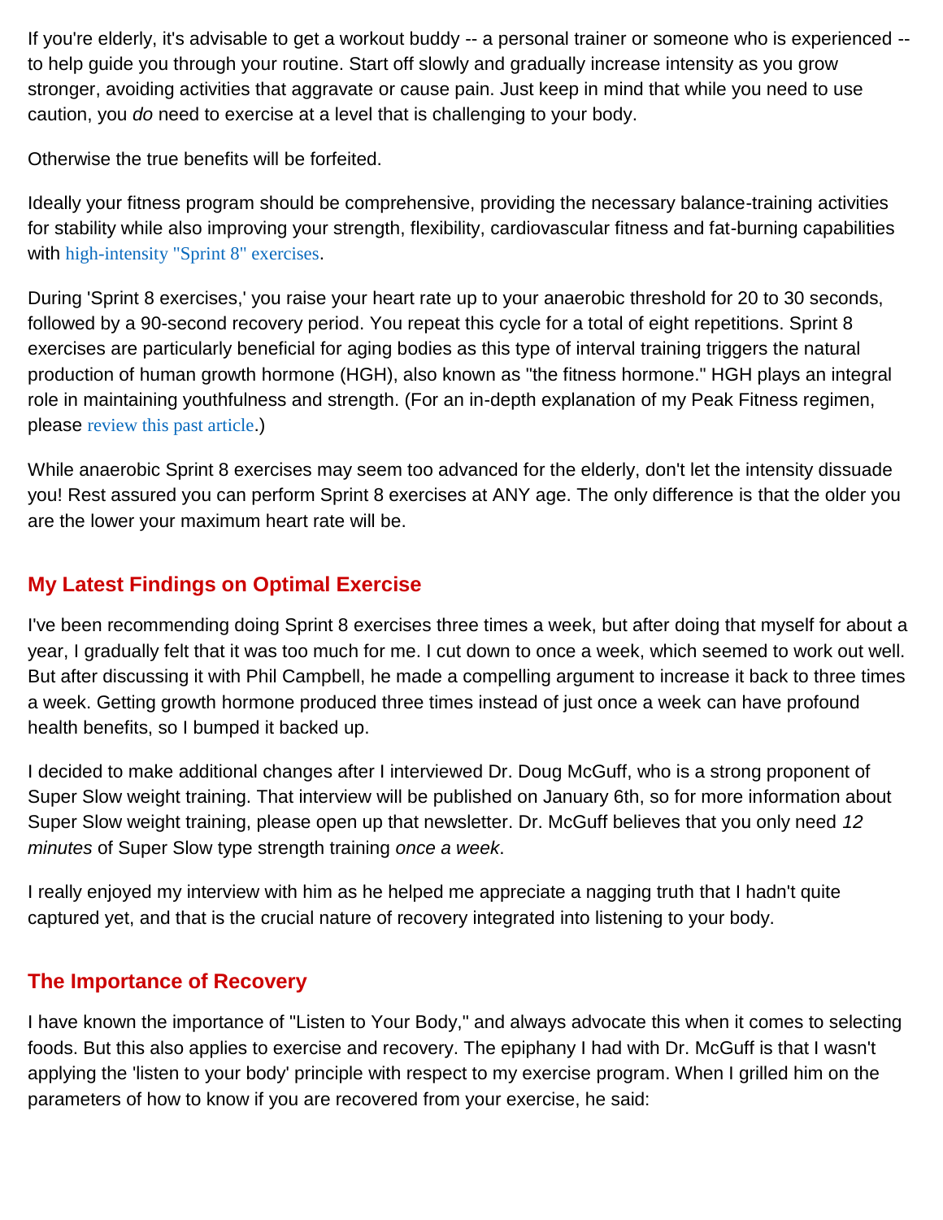If you're elderly, it's advisable to get a workout buddy -- a personal trainer or someone who is experienced -- to help guide you through your routine. Start off slowly and gradually increase intensity as you grow stronger, avoiding activities that aggravate or cause pain. Just keep in mind that while you need to use caution, you *do* need to exercise at a level that is challenging to your body.

Otherwise the true benefits will be forfeited.

Ideally your fitness program should be comprehensive, providing the necessary balance-training activities for stability while also improving your strength, flexibility, cardiovascular fitness and fat-burning capabilities with high-intensity "Sprint 8" exercises.

During 'Sprint 8 exercises,' you raise your heart rate up to your anaerobic threshold for 20 to 30 seconds, followed by a 90-second recovery period. You repeat this cycle for a total of eight repetitions. Sprint 8 exercises are particularly beneficial for aging bodies as this type of interval training triggers the natural production of human growth hormone (HGH), also known as "the fitness hormone." HGH plays an integral role in maintaining youthfulness and strength. (For an in-depth explanation of my Peak Fitness regimen, please review this past article.)

While anaerobic Sprint 8 exercises may seem too advanced for the elderly, don't let the intensity dissuade you! Rest assured you can perform Sprint 8 exercises at ANY age. The only difference is that the older you are the lower your maximum heart rate will be.

## My Latest Findings on Optimal Exercise

I've been recommending doing Sprint 8 exercises three times a week, but after doing that myself for about a year, I gradually felt that it was too much for me. I cut down to once a week, which seemed to work out well. But after discussing it with Phil Campbell, he made a compelling argument to increase it back to three times a week. Getting growth hormone produced three times instead of just once a week can have profound health benefits, so I bumped it backed up.

I decided to make additional changes after I interviewed Dr. Doug McGuff, who is a strong proponent of Super Slow weight training. That interview will be published on January 6th, so for more information about Super Slow weight training, please open up that newsletter. Dr. McGuff believes that you only need *12 minutes* of Super Slow type strength training *once a week.*

I really enjoyed my interview with him as he helped me appreciate a nagging truth that I hadn't quite captured yet, and that is the crucial nature of recovery integrated into listening to your body.

## The Importance of Recovery

I have known the importance of "Listen to Your Body," and always advocate this when it comes to selecting foods. But this also applies to exercise and recovery. The epiphany I had with Dr. McGuff is that I wasn't applying the 'listen to your body' principle with respect to my exercise program. When I grilled him on the parameters of how to know if you are recovered from your exercise, he said: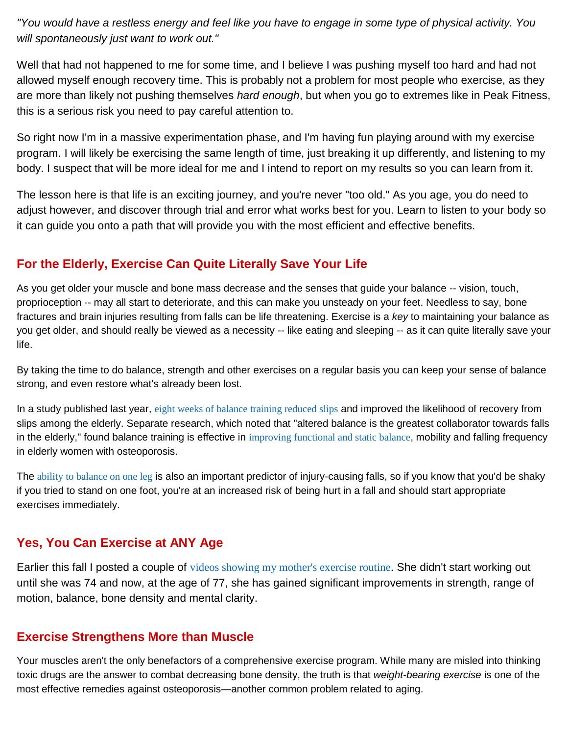*"You would have a restless energy and feel like you have to engage in some type of physical activity. You will spontaneously just want to work out."*

Well that had not happened to me for some time, and I believe I was pushing myself too hard and had not allowed myself enough recovery time. This is probably not a problem for most people who exercise, as they are more than likely not pushing themselves *hard enough*, but when you go to extremes like in Peak Fitness, this is a serious risk you need to pay careful attention to.

So right now I'm in a massive experimentation phase, and I'm having fun playing around with my exercise program. I will likely be exercising the same length of time, just breaking it up differently, and listening to my body. I suspect that will be more ideal for me and I intend to report on my results so you can learn from it.

The lesson here is that life is an exciting journey, and you're never "too old." As you age, you do need to adjust however, and discover through trial and error what works best for you. Learn to listen to your body so it can guide you onto a path that will provide you with the most efficient and effective benefits.

## For the Elderly, Exercise Can Quite Literally Save Your Life

As you get older your muscle and bone mass decrease and the senses that guide your balance -- vision, touch, proprioception -- may all start to deteriorate, and this can make you unsteady on your feet. Needless to say, bone fractures and brain injuries resulting from falls can be life threatening. Exercise is a *key* to maintaining your balance as you get older, and should really be viewed as a necessity -- like eating and sleeping -- as it can quite literally save your life.

By taking the time to do balance, strength and other exercises on a regular basis you can keep your sense of balance strong, and even restore what's already been lost.

In a study published last year, eight weeks of balance training reduced slips and improved the likelihood of recovery from slips among the elderly. Separate research, which noted that "altered balance is the greatest collaborator towards falls in the elderly," found balance training is effective in improving functional and static balance, mobility and falling frequency in elderly women with osteoporosis.

The ability to balance on one leg is also an important predictor of injury-causing falls, so if you know that you'd be shaky if you tried to stand on one foot, you're at an increased risk of being hurt in a fall and should start appropriate exercises immediately.

## Yes, You Can Exercise at ANY Age

Earlier this fall I posted a couple of videos showing my mother's exercise routine. She didn't start working out until she was 74 and now, at the age of 77, she has gained significant improvements in strength, range of motion, balance, bone density and mental clarity.

## Exercise Strengthens More than Muscle

Your muscles aren't the only benefactors of a comprehensive exercise program. While many are misled into thinking toxic drugs are the answer to combat decreasing bone density, the truth is that *weight-bearing exercise* is one of the most effective remedies against osteoporosis—another common problem related to aging.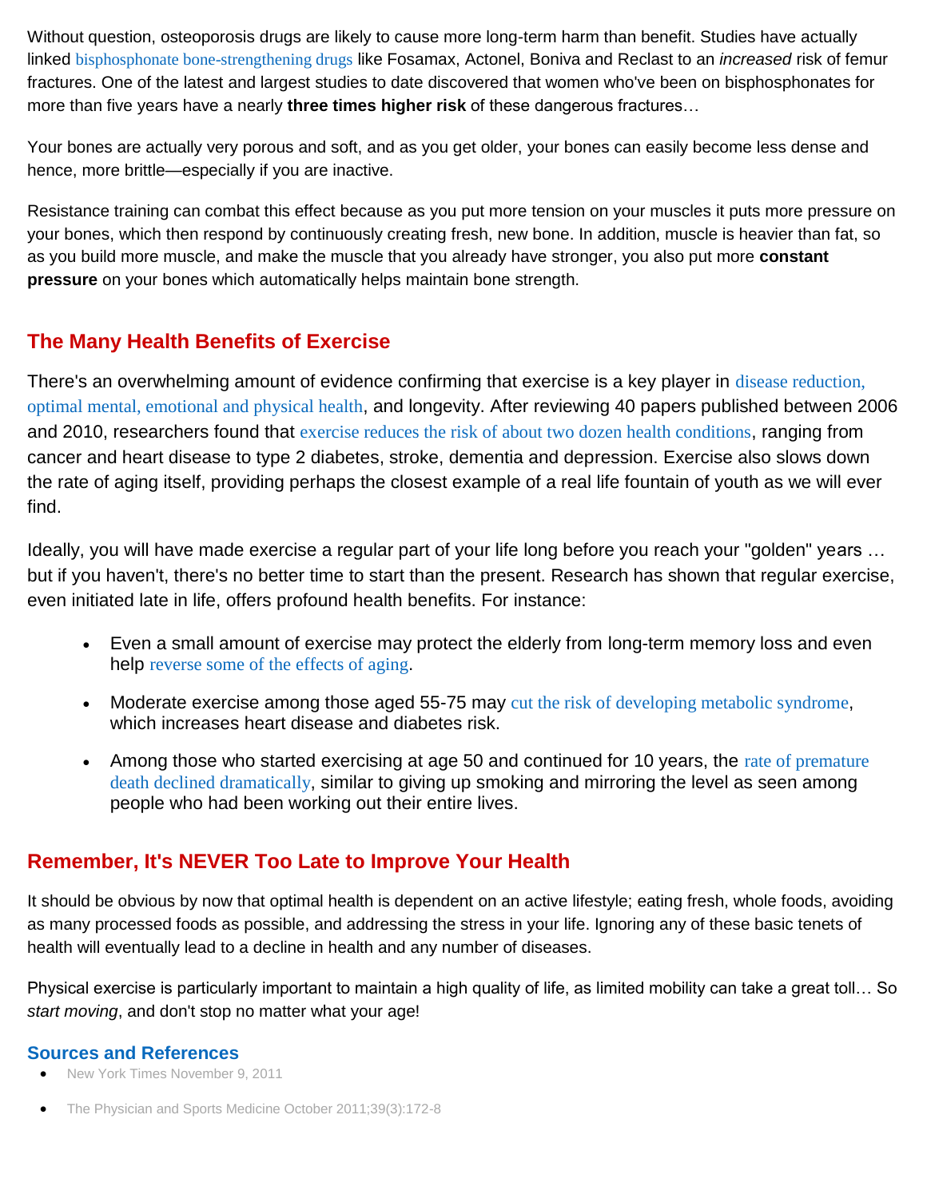Without question, osteoporosis drugs are likely to cause more long-term harm than benefit. Studies have actually linked bisphosphonate bone-strengthening drugs like Fosamax, Actonel, Boniva and Reclast to an *increased* risk of femur fractures. One of the latest and largest studies to date discovered that women who've been on bisphosphonates for more than five years have a nearly **three times higher risk** of these dangerous fractures…

Your bones are actually very porous and soft, and as you get older, your bones can easily become less dense and hence, more brittle—especially if you are inactive.

Resistance training can combat this effect because as you put more tension on your muscles it puts more pressure on your bones, which then respond by continuously creating fresh, new bone. In addition, muscle is heavier than fat, so as you build more muscle, and make the muscle that you already have stronger, you also put more **constant pressure** on your bones which automatically helps maintain bone strength.

## The Many Health Benefits of Exercise

There's an overwhelming amount of evidence confirming that exercise is a key player in disease reduction, optimal mental, emotional and physical health, and longevity. After reviewing 40 papers published between 2006 and 2010, researchers found that exercise reduces the risk of about two dozen health conditions, ranging from cancer and heart disease to type 2 diabetes, stroke, dementia and depression. Exercise also slows down the rate of aging itself, providing perhaps the closest example of a real life fountain of youth as we will ever find.

Ideally, you will have made exercise a regular part of your life long before you reach your "golden" years … but if you haven't, there's no better time to start than the present. Research has shown that regular exercise, even initiated late in life, offers profound health benefits. For instance:

- Even a small amount of exercise may protect the elderly from long-term memory loss and even help reverse some of the effects of aging.
- Moderate exercise among those aged 55-75 may cut the risk of developing metabolic syndrome, which increases heart disease and diabetes risk.
- Among those who started exercising at age 50 and continued for 10 years, the rate of premature death declined dramatically, similar to giving up smoking and mirroring the level as seen among people who had been working out their entire lives.

## Remember, It's NEVER Too Late to Improve Your Health

It should be obvious by now that optimal health is dependent on an active lifestyle; eating fresh, whole foods, avoiding as many processed foods as possible, and addressing the stress in your life. Ignoring any of these basic tenets of health will eventually lead to a decline in health and any number of diseases.

Physical exercise is particularly important to maintain a high quality of life, as limited mobility can take a great toll… So *start moving*, and don't stop no matter what your age!

### Sources and References

- New York Times November 9, 2011
- The Physician and Sports Medicine October 2011;39(3):172-8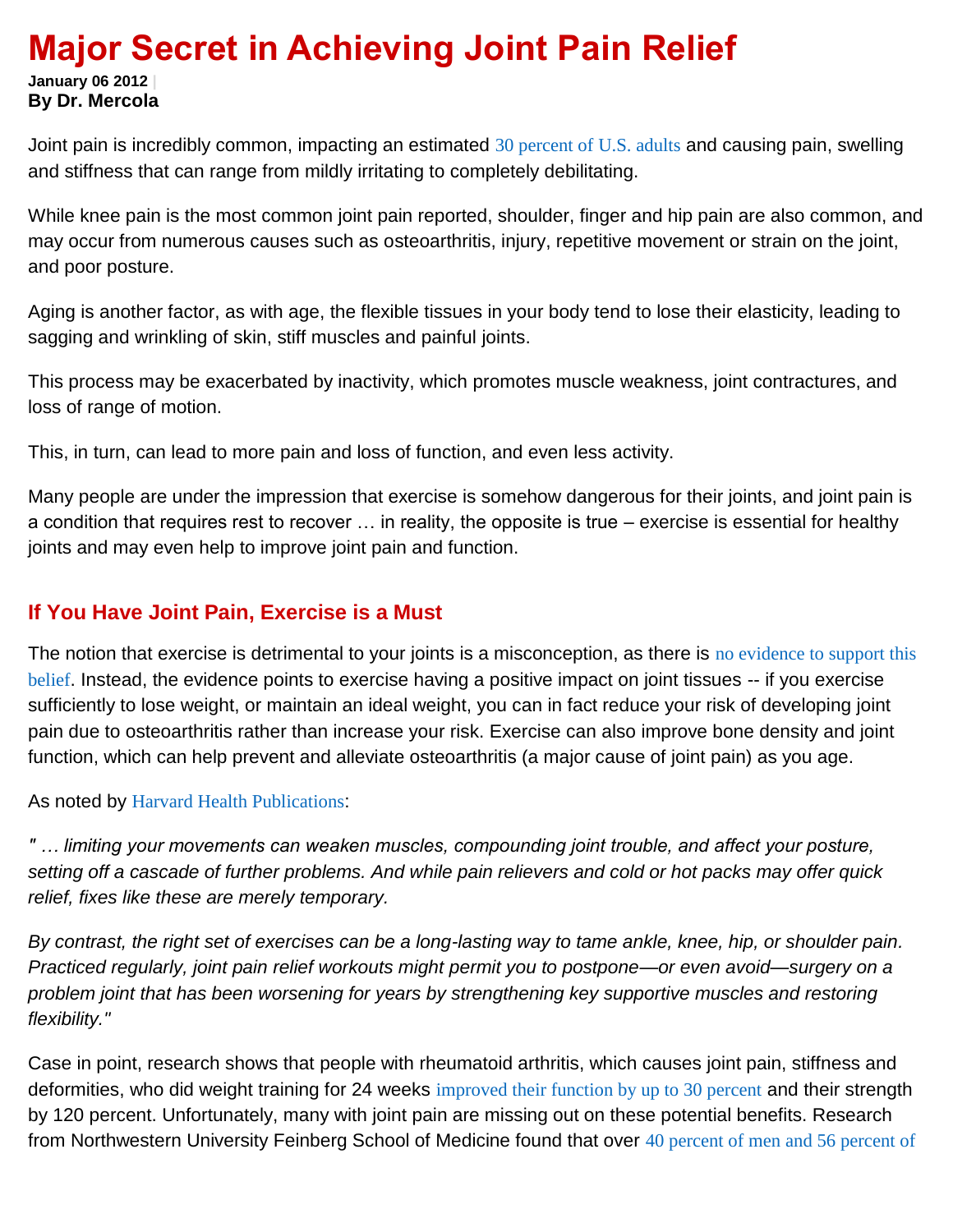# Major Secret in Achieving Joint Pain Relief

**January 06 2012** |
**By Dr. Mercola**

Joint pain is incredibly common, impacting an estimated 30 percent of U.S. adults and causing pain, swelling and stiffness that can range from mildly irritating to completely debilitating.

While knee pain is the most common joint pain reported, shoulder, finger and hip pain are also common, and may occur from numerous causes such as osteoarthritis, injury, repetitive movement or strain on the joint, and poor posture.

Aging is another factor, as with age, the flexible tissues in your body tend to lose their elasticity, leading to sagging and wrinkling of skin, stiff muscles and painful joints.

This process may be exacerbated by inactivity, which promotes muscle weakness, joint contractures, and loss of range of motion.

This, in turn, can lead to more pain and loss of function, and even less activity.

Many people are under the impression that exercise is somehow dangerous for their joints, and joint pain is a condition that requires rest to recover … in reality, the opposite is true – exercise is essential for healthy joints and may even help to improve joint pain and function.

## If You Have Joint Pain, Exercise is a Must

The notion that exercise is detrimental to your joints is a misconception, as there is no evidence to support this belief. Instead, the evidence points to exercise having a positive impact on joint tissues -- if you exercise sufficiently to lose weight, or maintain an ideal weight, you can in fact reduce your risk of developing joint pain due to osteoarthritis rather than increase your risk. Exercise can also improve bone density and joint function, which can help prevent and alleviate osteoarthritis (a major cause of joint pain) as you age.

As noted by Harvard Health Publications:

*" … limiting your movements can weaken muscles, compounding joint trouble, and affect your posture, setting off a cascade of further problems. And while pain relievers and cold or hot packs may offer quick relief, fixes like these are merely temporary.*

*By contrast, the right set of exercises can be a long-lasting way to tame ankle, knee, hip, or shoulder pain. Practiced regularly, joint pain relief workouts might permit you to postpone—or even avoid—surgery on a problem joint that has been worsening for years by strengthening key supportive muscles and restoring flexibility."*

Case in point, research shows that people with rheumatoid arthritis, which causes joint pain, stiffness and deformities, who did weight training for 24 weeks improved their function by up to 30 percent and their strength by 120 percent. Unfortunately, many with joint pain are missing out on these potential benefits. Research from Northwestern University Feinberg School of Medicine found that over 40 percent of men and 56 percent of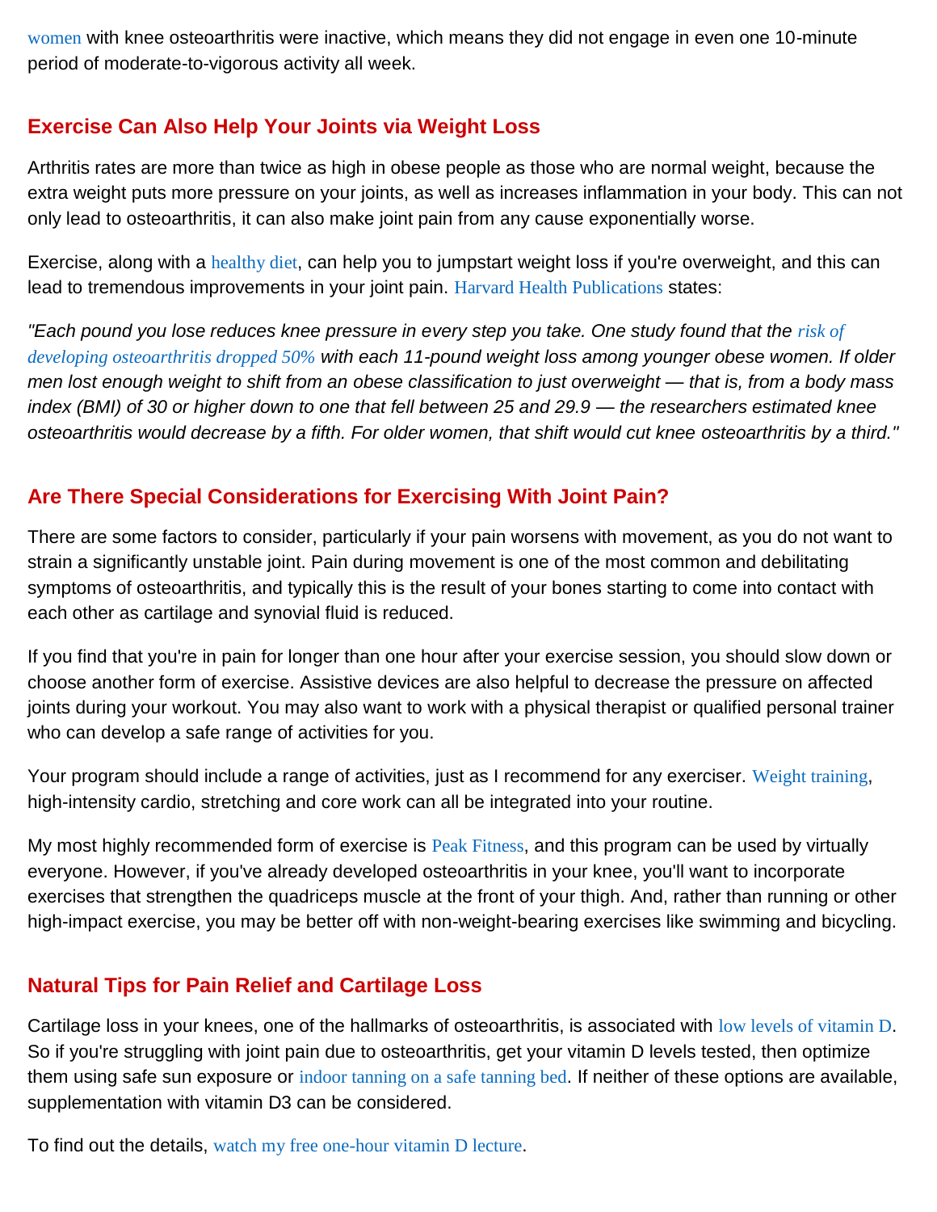women with knee osteoarthritis were inactive, which means they did not engage in even one 10-minute period of moderate-to-vigorous activity all week.

## Exercise Can Also Help Your Joints via Weight Loss

Arthritis rates are more than twice as high in obese people as those who are normal weight, because the extra weight puts more pressure on your joints, as well as increases inflammation in your body. This can not only lead to osteoarthritis, it can also make joint pain from any cause exponentially worse.

Exercise, along with a healthy diet, can help you to jumpstart weight loss if you're overweight, and this can lead to tremendous improvements in your joint pain. Harvard Health Publications states:

*"Each pound you lose reduces knee pressure in every step you take. One study found that the risk of developing osteoarthritis dropped 50% with each 11-pound weight loss among younger obese women. If older men lost enough weight to shift from an obese classification to just overweight — that is, from a body mass index (BMI) of 30 or higher down to one that fell between 25 and 29.9 — the researchers estimated knee osteoarthritis would decrease by a fifth. For older women, that shift would cut knee osteoarthritis by a third."*

## Are There Special Considerations for Exercising With Joint Pain?

There are some factors to consider, particularly if your pain worsens with movement, as you do not want to strain a significantly unstable joint. Pain during movement is one of the most common and debilitating symptoms of osteoarthritis, and typically this is the result of your bones starting to come into contact with each other as cartilage and synovial fluid is reduced.

If you find that you're in pain for longer than one hour after your exercise session, you should slow down or choose another form of exercise. Assistive devices are also helpful to decrease the pressure on affected joints during your workout. You may also want to work with a physical therapist or qualified personal trainer who can develop a safe range of activities for you.

Your program should include a range of activities, just as I recommend for any exerciser. Weight training, high-intensity cardio, stretching and core work can all be integrated into your routine.

My most highly recommended form of exercise is Peak Fitness, and this program can be used by virtually everyone. However, if you've already developed osteoarthritis in your knee, you'll want to incorporate exercises that strengthen the quadriceps muscle at the front of your thigh. And, rather than running or other high-impact exercise, you may be better off with non-weight-bearing exercises like swimming and bicycling.

## Natural Tips for Pain Relief and Cartilage Loss

Cartilage loss in your knees, one of the hallmarks of osteoarthritis, is associated with low levels of vitamin D. So if you're struggling with joint pain due to osteoarthritis, get your vitamin D levels tested, then optimize them using safe sun exposure or indoor tanning on a safe tanning bed. If neither of these options are available, supplementation with vitamin D3 can be considered.

To find out the details, watch my free one-hour vitamin D lecture.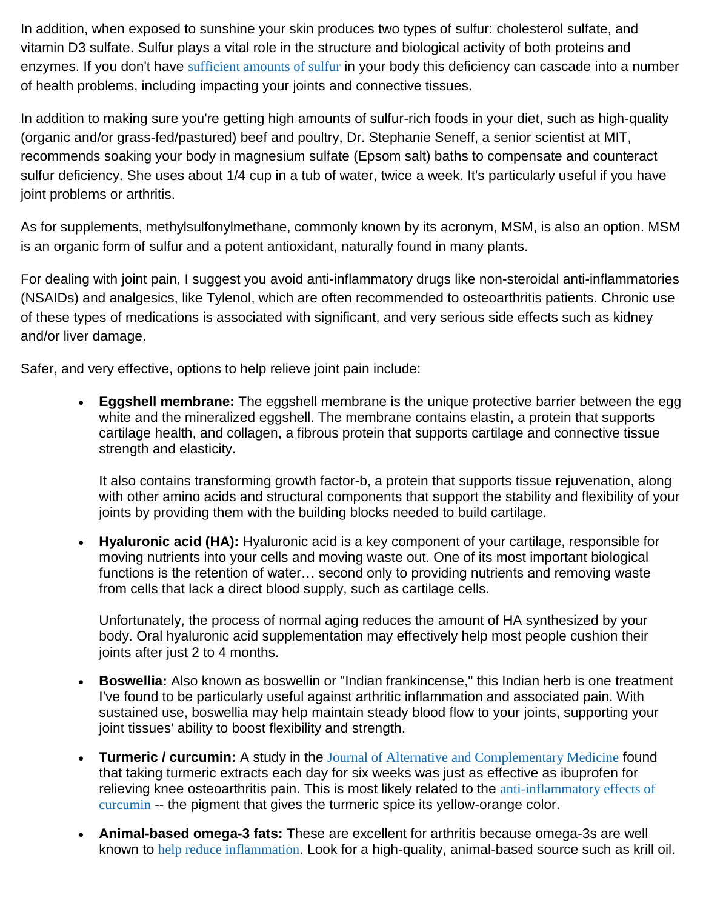In addition, when exposed to sunshine your skin produces two types of sulfur: cholesterol sulfate, and vitamin D3 sulfate. Sulfur plays a vital role in the structure and biological activity of both proteins and enzymes. If you don't have sufficient amounts of sulfur in your body this deficiency can cascade into a number of health problems, including impacting your joints and connective tissues.

In addition to making sure you're getting high amounts of sulfur-rich foods in your diet, such as high-quality (organic and/or grass-fed/pastured) beef and poultry, Dr. Stephanie Seneff, a senior scientist at MIT, recommends soaking your body in magnesium sulfate (Epsom salt) baths to compensate and counteract sulfur deficiency. She uses about 1/4 cup in a tub of water, twice a week. It's particularly useful if you have joint problems or arthritis.

As for supplements, methylsulfonylmethane, commonly known by its acronym, MSM, is also an option. MSM is an organic form of sulfur and a potent antioxidant, naturally found in many plants.

For dealing with joint pain, I suggest you avoid anti-inflammatory drugs like non-steroidal anti-inflammatories (NSAIDs) and analgesics, like Tylenol, which are often recommended to osteoarthritis patients. Chronic use of these types of medications is associated with significant, and very serious side effects such as kidney and/or liver damage.

Safer, and very effective, options to help relieve joint pain include:

- **Eggshell membrane:** The eggshell membrane is the unique protective barrier between the egg white and the mineralized eggshell. The membrane contains elastin, a protein that supports cartilage health, and collagen, a fibrous protein that supports cartilage and connective tissue strength and elasticity.

  It also contains transforming growth factor-b, a protein that supports tissue rejuvenation, along with other amino acids and structural components that support the stability and flexibility of your joints by providing them with the building blocks needed to build cartilage.

- **Hyaluronic acid (HA):** Hyaluronic acid is a key component of your cartilage, responsible for moving nutrients into your cells and moving waste out. One of its most important biological functions is the retention of water… second only to providing nutrients and removing waste from cells that lack a direct blood supply, such as cartilage cells.

  Unfortunately, the process of normal aging reduces the amount of HA synthesized by your body. Oral hyaluronic acid supplementation may effectively help most people cushion their joints after just 2 to 4 months.

- **Boswellia:** Also known as boswellin or "Indian frankincense," this Indian herb is one treatment I've found to be particularly useful against arthritic inflammation and associated pain. With sustained use, boswellia may help maintain steady blood flow to your joints, supporting your joint tissues' ability to boost flexibility and strength.

- **Turmeric / curcumin:** A study in the Journal of Alternative and Complementary Medicine found that taking turmeric extracts each day for six weeks was just as effective as ibuprofen for relieving knee osteoarthritis pain. This is most likely related to the anti-inflammatory effects of curcumin -- the pigment that gives the turmeric spice its yellow-orange color.

- **Animal-based omega-3 fats:** These are excellent for arthritis because omega-3s are well known to help reduce inflammation. Look for a high-quality, animal-based source such as krill oil.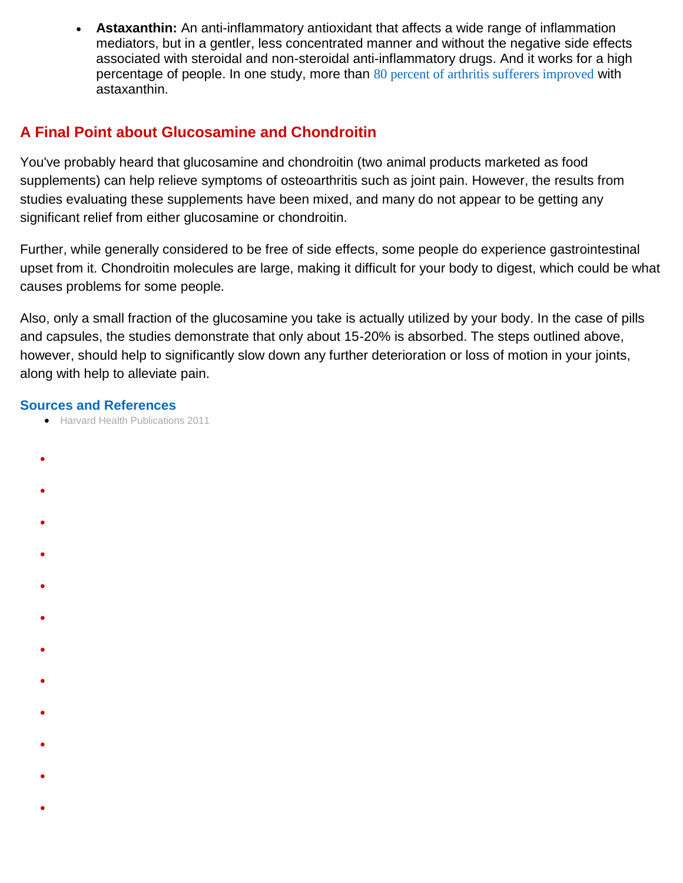- **Astaxanthin:** An anti-inflammatory antioxidant that affects a wide range of inflammation mediators, but in a gentler, less concentrated manner and without the negative side effects associated with steroidal and non-steroidal anti-inflammatory drugs. And it works for a high percentage of people. In one study, more than 80 percent of arthritis sufferers improved with astaxanthin.

## A Final Point about Glucosamine and Chondroitin

You've probably heard that glucosamine and chondroitin (two animal products marketed as food supplements) can help relieve symptoms of osteoarthritis such as joint pain. However, the results from studies evaluating these supplements have been mixed, and many do not appear to be getting any significant relief from either glucosamine or chondroitin.

Further, while generally considered to be free of side effects, some people do experience gastrointestinal upset from it. Chondroitin molecules are large, making it difficult for your body to digest, which could be what causes problems for some people.

Also, only a small fraction of the glucosamine you take is actually utilized by your body. In the case of pills and capsules, the studies demonstrate that only about 15-20% is absorbed. The steps outlined above, however, should help to significantly slow down any further deterioration or loss of motion in your joints, along with help to alleviate pain.

### Sources and References

- Harvard Health Publications 2011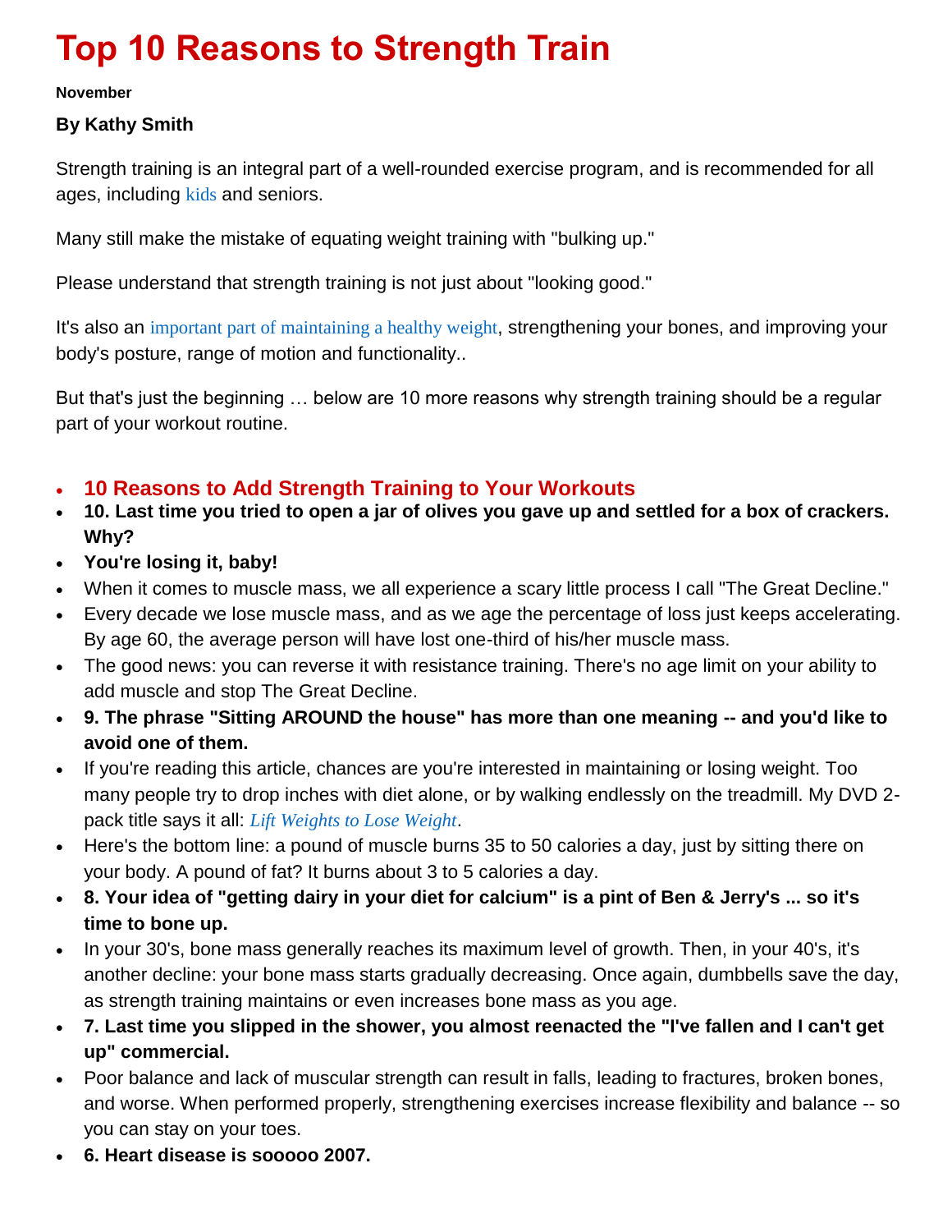# Top 10 Reasons to Strength Train

**November**

**By Kathy Smith**

Strength training is an integral part of a well-rounded exercise program, and is recommended for all ages, including kids and seniors.

Many still make the mistake of equating weight training with "bulking up."

Please understand that strength training is not just about "looking good."

It's also an important part of maintaining a healthy weight, strengthening your bones, and improving your body's posture, range of motion and functionality..

But that's just the beginning … below are 10 more reasons why strength training should be a regular part of your workout routine.

- ## 10 Reasons to Add Strength Training to Your Workouts
- **10. Last time you tried to open a jar of olives you gave up and settled for a box of crackers. Why?**
- **You're losing it, baby!**
- When it comes to muscle mass, we all experience a scary little process I call "The Great Decline."
- Every decade we lose muscle mass, and as we age the percentage of loss just keeps accelerating. By age 60, the average person will have lost one-third of his/her muscle mass.
- The good news: you can reverse it with resistance training. There's no age limit on your ability to add muscle and stop The Great Decline.
- **9. The phrase "Sitting AROUND the house" has more than one meaning -- and you'd like to avoid one of them.**
- If you're reading this article, chances are you're interested in maintaining or losing weight. Too many people try to drop inches with diet alone, or by walking endlessly on the treadmill. My DVD 2-pack title says it all: *Lift Weights to Lose Weight*.
- Here's the bottom line: a pound of muscle burns 35 to 50 calories a day, just by sitting there on your body. A pound of fat? It burns about 3 to 5 calories a day.
- **8. Your idea of "getting dairy in your diet for calcium" is a pint of Ben & Jerry's ... so it's time to bone up.**
- In your 30's, bone mass generally reaches its maximum level of growth. Then, in your 40's, it's another decline: your bone mass starts gradually decreasing. Once again, dumbbells save the day, as strength training maintains or even increases bone mass as you age.
- **7. Last time you slipped in the shower, you almost reenacted the "I've fallen and I can't get up" commercial.**
- Poor balance and lack of muscular strength can result in falls, leading to fractures, broken bones, and worse. When performed properly, strengthening exercises increase flexibility and balance -- so you can stay on your toes.
- **6. Heart disease is sooooo 2007.**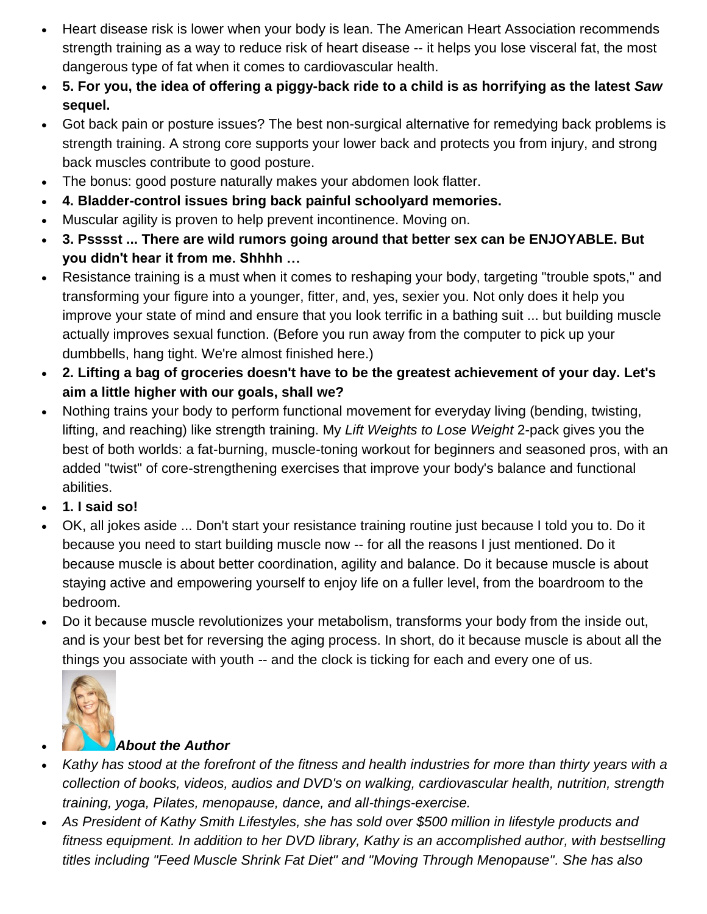- Heart disease risk is lower when your body is lean. The American Heart Association recommends strength training as a way to reduce risk of heart disease -- it helps you lose visceral fat, the most dangerous type of fat when it comes to cardiovascular health.
- **5. For you, the idea of offering a piggy-back ride to a child is as horrifying as the latest *Saw* sequel.**
- Got back pain or posture issues? The best non-surgical alternative for remedying back problems is strength training. A strong core supports your lower back and protects you from injury, and strong back muscles contribute to good posture.
- The bonus: good posture naturally makes your abdomen look flatter.
- **4. Bladder-control issues bring back painful schoolyard memories.**
- Muscular agility is proven to help prevent incontinence. Moving on.
- **3. Psssst ... There are wild rumors going around that better sex can be ENJOYABLE. But you didn't hear it from me. Shhhh …**
- Resistance training is a must when it comes to reshaping your body, targeting "trouble spots," and transforming your figure into a younger, fitter, and, yes, sexier you. Not only does it help you improve your state of mind and ensure that you look terrific in a bathing suit ... but building muscle actually improves sexual function. (Before you run away from the computer to pick up your dumbbells, hang tight. We're almost finished here.)
- **2. Lifting a bag of groceries doesn't have to be the greatest achievement of your day. Let's aim a little higher with our goals, shall we?**
- Nothing trains your body to perform functional movement for everyday living (bending, twisting, lifting, and reaching) like strength training. My *Lift Weights to Lose Weight* 2-pack gives you the best of both worlds: a fat-burning, muscle-toning workout for beginners and seasoned pros, with an added "twist" of core-strengthening exercises that improve your body's balance and functional abilities.
- **1. I said so!**
- OK, all jokes aside ... Don't start your resistance training routine just because I told you to. Do it because you need to start building muscle now -- for all the reasons I just mentioned. Do it because muscle is about better coordination, agility and balance. Do it because muscle is about staying active and empowering yourself to enjoy life on a fuller level, from the boardroom to the bedroom.
- Do it because muscle revolutionizes your metabolism, transforms your body from the inside out, and is your best bet for reversing the aging process. In short, do it because muscle is about all the things you associate with youth -- and the clock is ticking for each and every one of us.
- ***About the Author***
- *Kathy has stood at the forefront of the fitness and health industries for more than thirty years with a collection of books, videos, audios and DVD's on walking, cardiovascular health, nutrition, strength training, yoga, Pilates, menopause, dance, and all-things-exercise.*
- *As President of Kathy Smith Lifestyles, she has sold over $500 million in lifestyle products and fitness equipment. In addition to her DVD library, Kathy is an accomplished author, with bestselling titles including "Feed Muscle Shrink Fat Diet" and "Moving Through Menopause". She has also*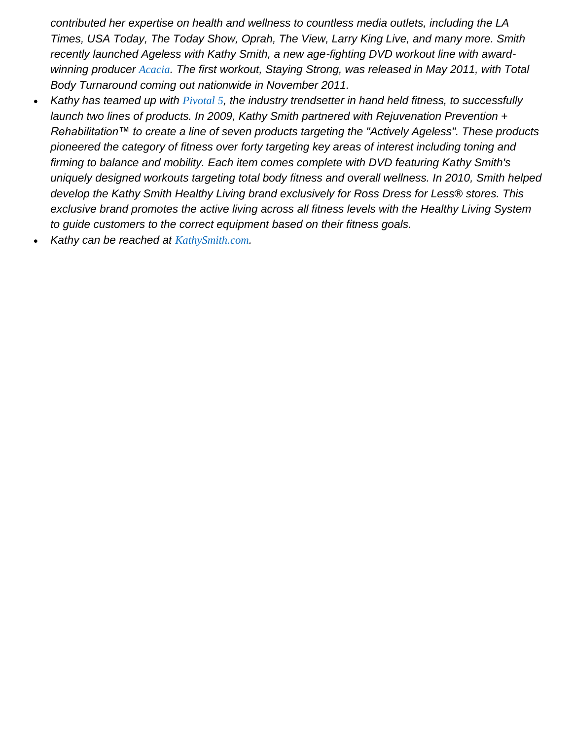*contributed her expertise on health and wellness to countless media outlets, including the LA Times, USA Today, The Today Show, Oprah, The View, Larry King Live, and many more. Smith recently launched Ageless with Kathy Smith, a new age-fighting DVD workout line with award-winning producer Acacia. The first workout, Staying Strong, was released in May 2011, with Total Body Turnaround coming out nationwide in November 2011.*

- *Kathy has teamed up with Pivotal 5, the industry trendsetter in hand held fitness, to successfully launch two lines of products. In 2009, Kathy Smith partnered with Rejuvenation Prevention + Rehabilitation™ to create a line of seven products targeting the "Actively Ageless". These products pioneered the category of fitness over forty targeting key areas of interest including toning and firming to balance and mobility. Each item comes complete with DVD featuring Kathy Smith's uniquely designed workouts targeting total body fitness and overall wellness. In 2010, Smith helped develop the Kathy Smith Healthy Living brand exclusively for Ross Dress for Less® stores. This exclusive brand promotes the active living across all fitness levels with the Healthy Living System to guide customers to the correct equipment based on their fitness goals.*
- *Kathy can be reached at KathySmith.com.*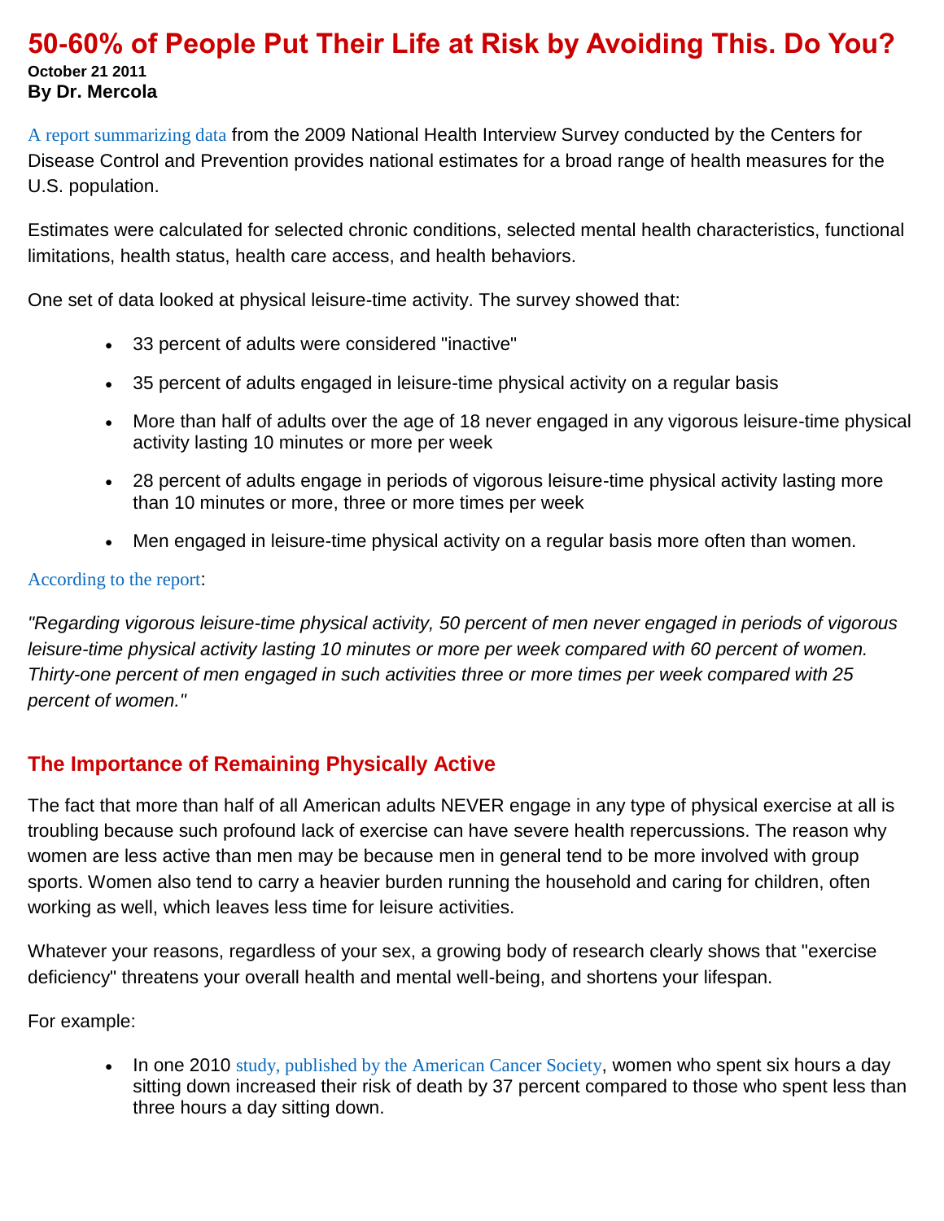# 50-60% of People Put Their Life at Risk by Avoiding This. Do You?

**October 21 2011**
**By Dr. Mercola**

A report summarizing data from the 2009 National Health Interview Survey conducted by the Centers for Disease Control and Prevention provides national estimates for a broad range of health measures for the U.S. population.

Estimates were calculated for selected chronic conditions, selected mental health characteristics, functional limitations, health status, health care access, and health behaviors.

One set of data looked at physical leisure-time activity. The survey showed that:

- 33 percent of adults were considered "inactive"
- 35 percent of adults engaged in leisure-time physical activity on a regular basis
- More than half of adults over the age of 18 never engaged in any vigorous leisure-time physical activity lasting 10 minutes or more per week
- 28 percent of adults engage in periods of vigorous leisure-time physical activity lasting more than 10 minutes or more, three or more times per week
- Men engaged in leisure-time physical activity on a regular basis more often than women.

According to the report:

*"Regarding vigorous leisure-time physical activity, 50 percent of men never engaged in periods of vigorous leisure-time physical activity lasting 10 minutes or more per week compared with 60 percent of women. Thirty-one percent of men engaged in such activities three or more times per week compared with 25 percent of women."*

## The Importance of Remaining Physically Active

The fact that more than half of all American adults NEVER engage in any type of physical exercise at all is troubling because such profound lack of exercise can have severe health repercussions. The reason why women are less active than men may be because men in general tend to be more involved with group sports. Women also tend to carry a heavier burden running the household and caring for children, often working as well, which leaves less time for leisure activities.

Whatever your reasons, regardless of your sex, a growing body of research clearly shows that "exercise deficiency" threatens your overall health and mental well-being, and shortens your lifespan.

For example:

- In one 2010 study, published by the American Cancer Society, women who spent six hours a day sitting down increased their risk of death by 37 percent compared to those who spent less than three hours a day sitting down.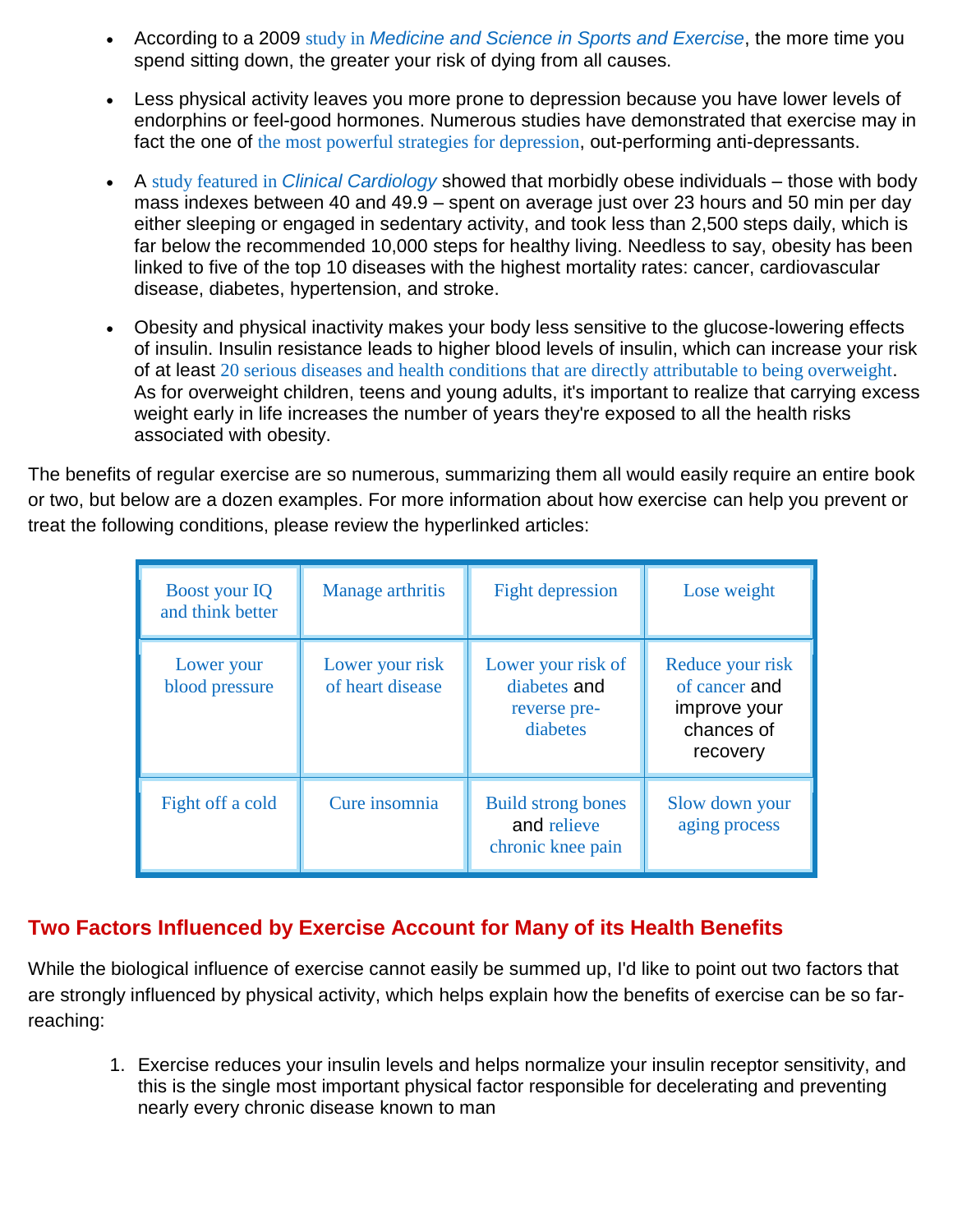- According to a 2009 study in *Medicine and Science in Sports and Exercise*, the more time you spend sitting down, the greater your risk of dying from all causes.
- Less physical activity leaves you more prone to depression because you have lower levels of endorphins or feel-good hormones. Numerous studies have demonstrated that exercise may in fact the one of the most powerful strategies for depression, out-performing anti-depressants.
- A study featured in *Clinical Cardiology* showed that morbidly obese individuals – those with body mass indexes between 40 and 49.9 – spent on average just over 23 hours and 50 min per day either sleeping or engaged in sedentary activity, and took less than 2,500 steps daily, which is far below the recommended 10,000 steps for healthy living. Needless to say, obesity has been linked to five of the top 10 diseases with the highest mortality rates: cancer, cardiovascular disease, diabetes, hypertension, and stroke.
- Obesity and physical inactivity makes your body less sensitive to the glucose-lowering effects of insulin. Insulin resistance leads to higher blood levels of insulin, which can increase your risk of at least 20 serious diseases and health conditions that are directly attributable to being overweight. As for overweight children, teens and young adults, it's important to realize that carrying excess weight early in life increases the number of years they're exposed to all the health risks associated with obesity.

The benefits of regular exercise are so numerous, summarizing them all would easily require an entire book or two, but below are a dozen examples. For more information about how exercise can help you prevent or treat the following conditions, please review the hyperlinked articles:

| Boost your IQ and think better | Manage arthritis | Fight depression | Lose weight |
|---|---|---|---|
| Lower your blood pressure | Lower your risk of heart disease | Lower your risk of diabetes and reverse pre-diabetes | Reduce your risk of cancer and improve your chances of recovery |
| Fight off a cold | Cure insomnia | Build strong bones and relieve chronic knee pain | Slow down your aging process |

## Two Factors Influenced by Exercise Account for Many of its Health Benefits

While the biological influence of exercise cannot easily be summed up, I'd like to point out two factors that are strongly influenced by physical activity, which helps explain how the benefits of exercise can be so far-reaching:

1. Exercise reduces your insulin levels and helps normalize your insulin receptor sensitivity, and this is the single most important physical factor responsible for decelerating and preventing nearly every chronic disease known to man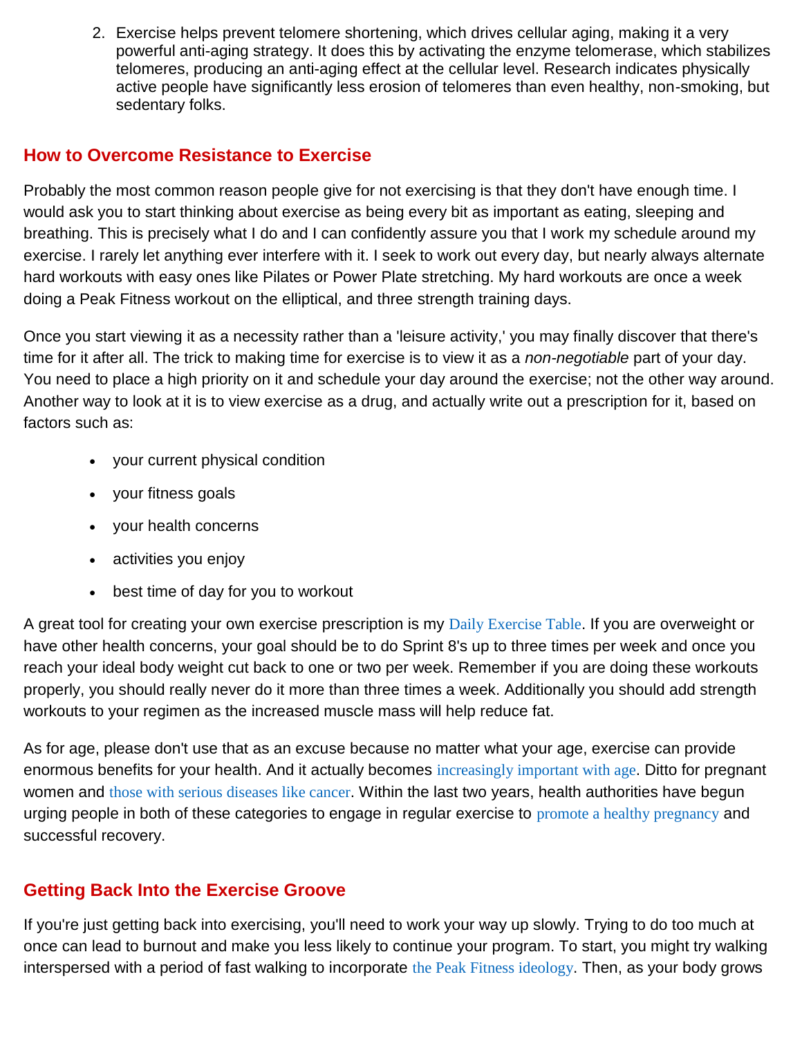2. Exercise helps prevent telomere shortening, which drives cellular aging, making it a very powerful anti-aging strategy. It does this by activating the enzyme telomerase, which stabilizes telomeres, producing an anti-aging effect at the cellular level. Research indicates physically active people have significantly less erosion of telomeres than even healthy, non-smoking, but sedentary folks.

## How to Overcome Resistance to Exercise

Probably the most common reason people give for not exercising is that they don't have enough time. I would ask you to start thinking about exercise as being every bit as important as eating, sleeping and breathing. This is precisely what I do and I can confidently assure you that I work my schedule around my exercise. I rarely let anything ever interfere with it. I seek to work out every day, but nearly always alternate hard workouts with easy ones like Pilates or Power Plate stretching. My hard workouts are once a week doing a Peak Fitness workout on the elliptical, and three strength training days.

Once you start viewing it as a necessity rather than a 'leisure activity,' you may finally discover that there's time for it after all. The trick to making time for exercise is to view it as a *non-negotiable* part of your day. You need to place a high priority on it and schedule your day around the exercise; not the other way around. Another way to look at it is to view exercise as a drug, and actually write out a prescription for it, based on factors such as:

- your current physical condition
- your fitness goals
- your health concerns
- activities you enjoy
- best time of day for you to workout

A great tool for creating your own exercise prescription is my Daily Exercise Table. If you are overweight or have other health concerns, your goal should be to do Sprint 8's up to three times per week and once you reach your ideal body weight cut back to one or two per week. Remember if you are doing these workouts properly, you should really never do it more than three times a week. Additionally you should add strength workouts to your regimen as the increased muscle mass will help reduce fat.

As for age, please don't use that as an excuse because no matter what your age, exercise can provide enormous benefits for your health. And it actually becomes increasingly important with age. Ditto for pregnant women and those with serious diseases like cancer. Within the last two years, health authorities have begun urging people in both of these categories to engage in regular exercise to promote a healthy pregnancy and successful recovery.

## Getting Back Into the Exercise Groove

If you're just getting back into exercising, you'll need to work your way up slowly. Trying to do too much at once can lead to burnout and make you less likely to continue your program. To start, you might try walking interspersed with a period of fast walking to incorporate the Peak Fitness ideology. Then, as your body grows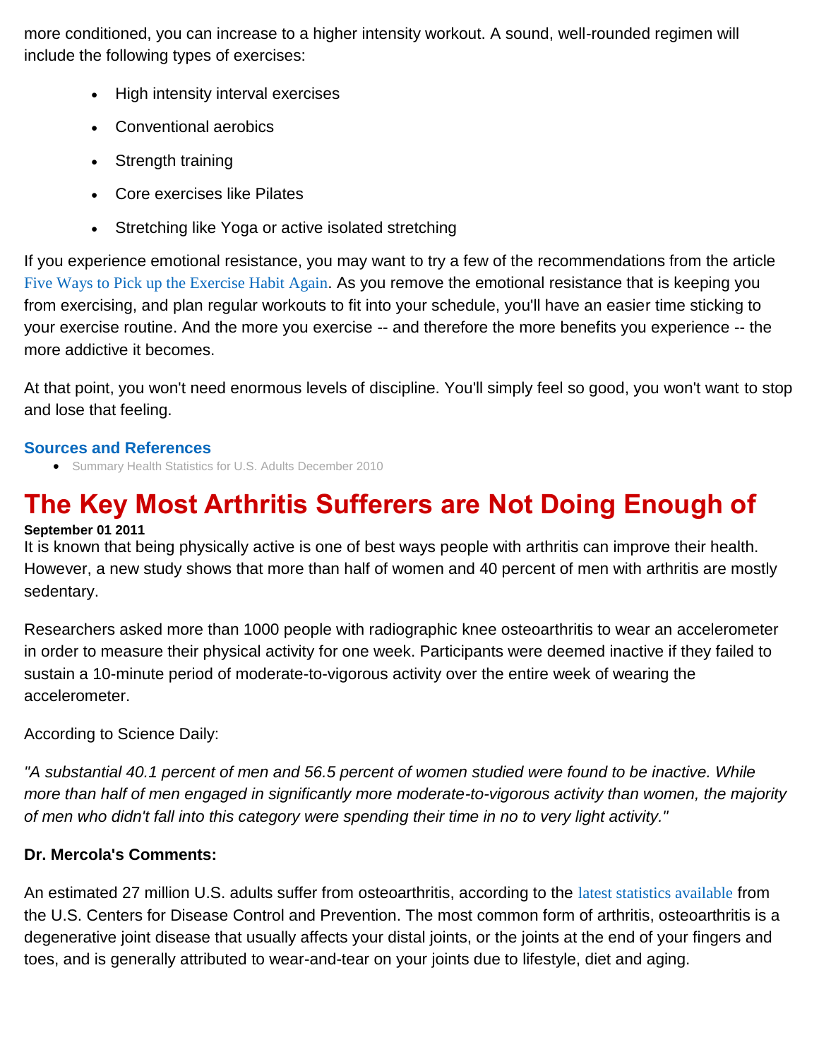more conditioned, you can increase to a higher intensity workout. A sound, well-rounded regimen will include the following types of exercises:

- High intensity interval exercises
- Conventional aerobics
- Strength training
- Core exercises like Pilates
- Stretching like Yoga or active isolated stretching

If you experience emotional resistance, you may want to try a few of the recommendations from the article Five Ways to Pick up the Exercise Habit Again. As you remove the emotional resistance that is keeping you from exercising, and plan regular workouts to fit into your schedule, you'll have an easier time sticking to your exercise routine. And the more you exercise -- and therefore the more benefits you experience -- the more addictive it becomes.

At that point, you won't need enormous levels of discipline. You'll simply feel so good, you won't want to stop and lose that feeling.

**Sources and References**

- Summary Health Statistics for U.S. Adults December 2010

# The Key Most Arthritis Sufferers are Not Doing Enough of

**September 01 2011**

It is known that being physically active is one of best ways people with arthritis can improve their health. However, a new study shows that more than half of women and 40 percent of men with arthritis are mostly sedentary.

Researchers asked more than 1000 people with radiographic knee osteoarthritis to wear an accelerometer in order to measure their physical activity for one week. Participants were deemed inactive if they failed to sustain a 10-minute period of moderate-to-vigorous activity over the entire week of wearing the accelerometer.

According to Science Daily:

*"A substantial 40.1 percent of men and 56.5 percent of women studied were found to be inactive. While more than half of men engaged in significantly more moderate-to-vigorous activity than women, the majority of men who didn't fall into this category were spending their time in no to very light activity."*

**Dr. Mercola's Comments:**

An estimated 27 million U.S. adults suffer from osteoarthritis, according to the latest statistics available from the U.S. Centers for Disease Control and Prevention. The most common form of arthritis, osteoarthritis is a degenerative joint disease that usually affects your distal joints, or the joints at the end of your fingers and toes, and is generally attributed to wear-and-tear on your joints due to lifestyle, diet and aging.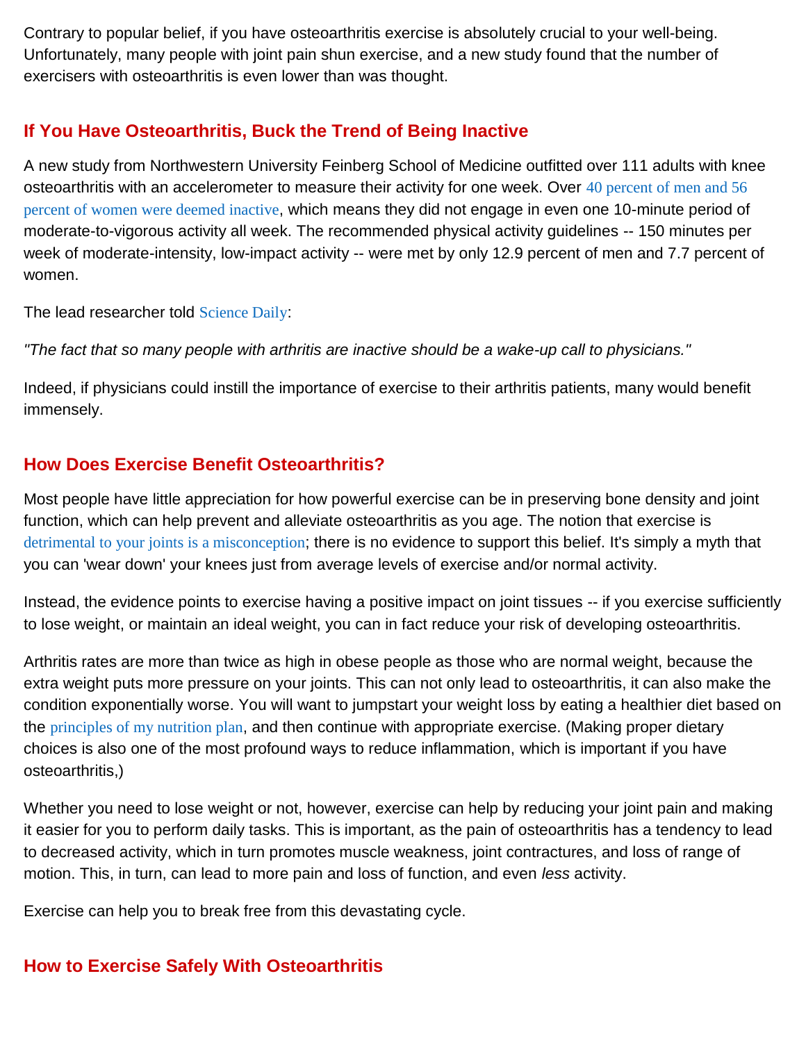Contrary to popular belief, if you have osteoarthritis exercise is absolutely crucial to your well-being. Unfortunately, many people with joint pain shun exercise, and a new study found that the number of exercisers with osteoarthritis is even lower than was thought.

## If You Have Osteoarthritis, Buck the Trend of Being Inactive

A new study from Northwestern University Feinberg School of Medicine outfitted over 111 adults with knee osteoarthritis with an accelerometer to measure their activity for one week. Over 40 percent of men and 56 percent of women were deemed inactive, which means they did not engage in even one 10-minute period of moderate-to-vigorous activity all week. The recommended physical activity guidelines -- 150 minutes per week of moderate-intensity, low-impact activity -- were met by only 12.9 percent of men and 7.7 percent of women.

The lead researcher told Science Daily:

*"The fact that so many people with arthritis are inactive should be a wake-up call to physicians."*

Indeed, if physicians could instill the importance of exercise to their arthritis patients, many would benefit immensely.

## How Does Exercise Benefit Osteoarthritis?

Most people have little appreciation for how powerful exercise can be in preserving bone density and joint function, which can help prevent and alleviate osteoarthritis as you age. The notion that exercise is detrimental to your joints is a misconception; there is no evidence to support this belief. It's simply a myth that you can 'wear down' your knees just from average levels of exercise and/or normal activity.

Instead, the evidence points to exercise having a positive impact on joint tissues -- if you exercise sufficiently to lose weight, or maintain an ideal weight, you can in fact reduce your risk of developing osteoarthritis.

Arthritis rates are more than twice as high in obese people as those who are normal weight, because the extra weight puts more pressure on your joints. This can not only lead to osteoarthritis, it can also make the condition exponentially worse. You will want to jumpstart your weight loss by eating a healthier diet based on the principles of my nutrition plan, and then continue with appropriate exercise. (Making proper dietary choices is also one of the most profound ways to reduce inflammation, which is important if you have osteoarthritis,)

Whether you need to lose weight or not, however, exercise can help by reducing your joint pain and making it easier for you to perform daily tasks. This is important, as the pain of osteoarthritis has a tendency to lead to decreased activity, which in turn promotes muscle weakness, joint contractures, and loss of range of motion. This, in turn, can lead to more pain and loss of function, and even *less* activity.

Exercise can help you to break free from this devastating cycle.

## How to Exercise Safely With Osteoarthritis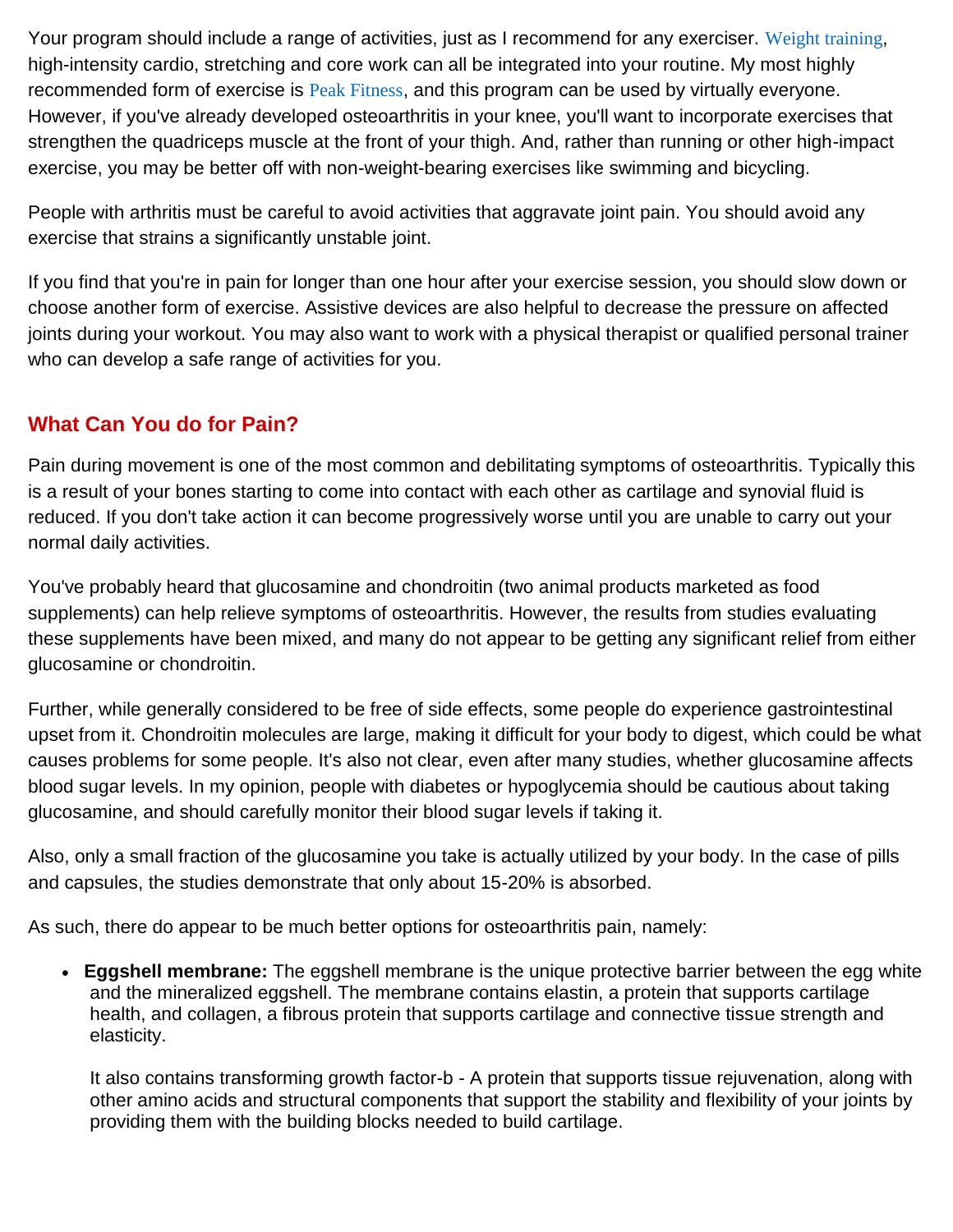Your program should include a range of activities, just as I recommend for any exerciser. Weight training, high-intensity cardio, stretching and core work can all be integrated into your routine. My most highly recommended form of exercise is Peak Fitness, and this program can be used by virtually everyone. However, if you've already developed osteoarthritis in your knee, you'll want to incorporate exercises that strengthen the quadriceps muscle at the front of your thigh. And, rather than running or other high-impact exercise, you may be better off with non-weight-bearing exercises like swimming and bicycling.

People with arthritis must be careful to avoid activities that aggravate joint pain. You should avoid any exercise that strains a significantly unstable joint.

If you find that you're in pain for longer than one hour after your exercise session, you should slow down or choose another form of exercise. Assistive devices are also helpful to decrease the pressure on affected joints during your workout. You may also want to work with a physical therapist or qualified personal trainer who can develop a safe range of activities for you.

## What Can You do for Pain?

Pain during movement is one of the most common and debilitating symptoms of osteoarthritis. Typically this is a result of your bones starting to come into contact with each other as cartilage and synovial fluid is reduced. If you don't take action it can become progressively worse until you are unable to carry out your normal daily activities.

You've probably heard that glucosamine and chondroitin (two animal products marketed as food supplements) can help relieve symptoms of osteoarthritis. However, the results from studies evaluating these supplements have been mixed, and many do not appear to be getting any significant relief from either glucosamine or chondroitin.

Further, while generally considered to be free of side effects, some people do experience gastrointestinal upset from it. Chondroitin molecules are large, making it difficult for your body to digest, which could be what causes problems for some people. It's also not clear, even after many studies, whether glucosamine affects blood sugar levels. In my opinion, people with diabetes or hypoglycemia should be cautious about taking glucosamine, and should carefully monitor their blood sugar levels if taking it.

Also, only a small fraction of the glucosamine you take is actually utilized by your body. In the case of pills and capsules, the studies demonstrate that only about 15-20% is absorbed.

As such, there do appear to be much better options for osteoarthritis pain, namely:

- **Eggshell membrane:** The eggshell membrane is the unique protective barrier between the egg white and the mineralized eggshell. The membrane contains elastin, a protein that supports cartilage health, and collagen, a fibrous protein that supports cartilage and connective tissue strength and elasticity.

  It also contains transforming growth factor-b - A protein that supports tissue rejuvenation, along with other amino acids and structural components that support the stability and flexibility of your joints by providing them with the building blocks needed to build cartilage.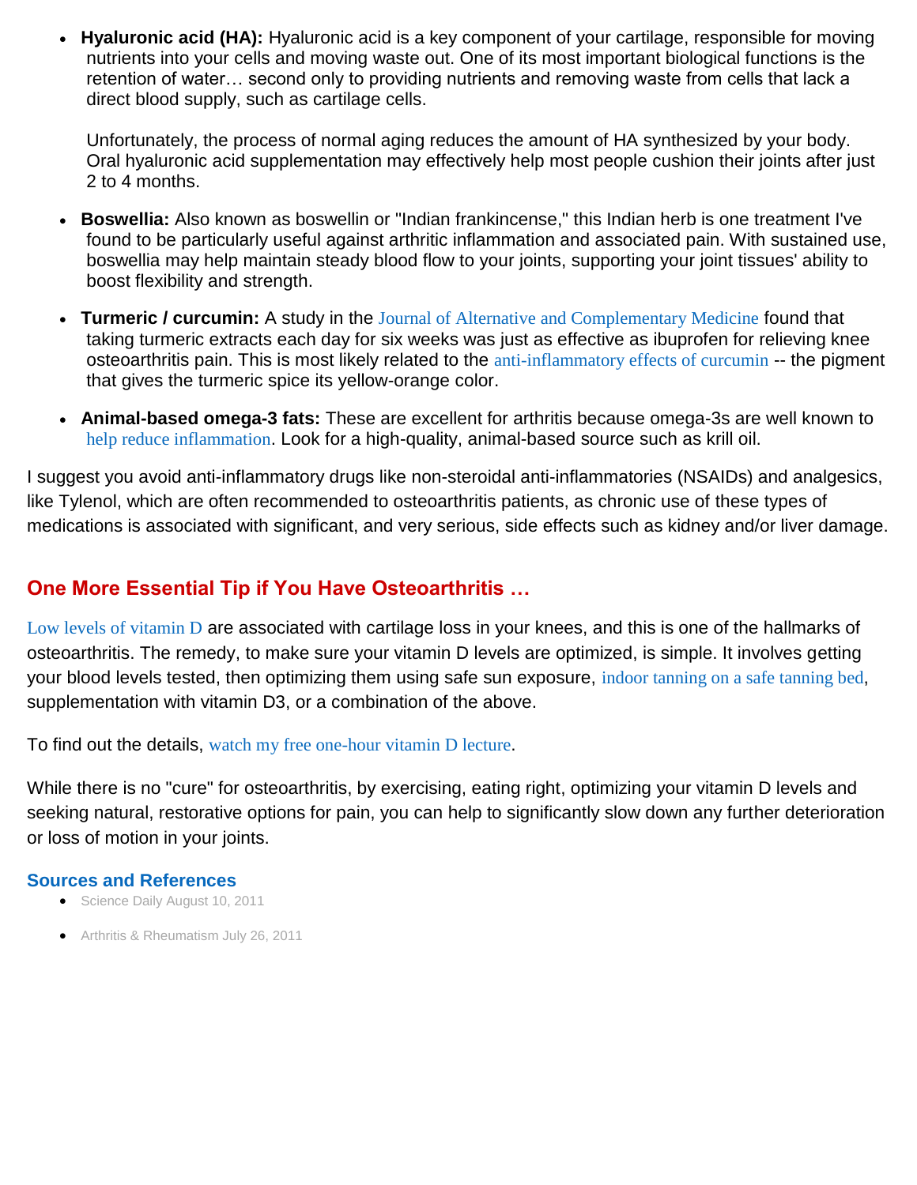- **Hyaluronic acid (HA):** Hyaluronic acid is a key component of your cartilage, responsible for moving nutrients into your cells and moving waste out. One of its most important biological functions is the retention of water… second only to providing nutrients and removing waste from cells that lack a direct blood supply, such as cartilage cells.

  Unfortunately, the process of normal aging reduces the amount of HA synthesized by your body. Oral hyaluronic acid supplementation may effectively help most people cushion their joints after just 2 to 4 months.

- **Boswellia:** Also known as boswellin or "Indian frankincense," this Indian herb is one treatment I've found to be particularly useful against arthritic inflammation and associated pain. With sustained use, boswellia may help maintain steady blood flow to your joints, supporting your joint tissues' ability to boost flexibility and strength.

- **Turmeric / curcumin:** A study in the Journal of Alternative and Complementary Medicine found that taking turmeric extracts each day for six weeks was just as effective as ibuprofen for relieving knee osteoarthritis pain. This is most likely related to the anti-inflammatory effects of curcumin -- the pigment that gives the turmeric spice its yellow-orange color.

- **Animal-based omega-3 fats:** These are excellent for arthritis because omega-3s are well known to help reduce inflammation. Look for a high-quality, animal-based source such as krill oil.

I suggest you avoid anti-inflammatory drugs like non-steroidal anti-inflammatories (NSAIDs) and analgesics, like Tylenol, which are often recommended to osteoarthritis patients, as chronic use of these types of medications is associated with significant, and very serious, side effects such as kidney and/or liver damage.

## One More Essential Tip if You Have Osteoarthritis …

Low levels of vitamin D are associated with cartilage loss in your knees, and this is one of the hallmarks of osteoarthritis. The remedy, to make sure your vitamin D levels are optimized, is simple. It involves getting your blood levels tested, then optimizing them using safe sun exposure, indoor tanning on a safe tanning bed, supplementation with vitamin D3, or a combination of the above.

To find out the details, watch my free one-hour vitamin D lecture.

While there is no "cure" for osteoarthritis, by exercising, eating right, optimizing your vitamin D levels and seeking natural, restorative options for pain, you can help to significantly slow down any further deterioration or loss of motion in your joints.

### Sources and References

- Science Daily August 10, 2011
- Arthritis & Rheumatism July 26, 2011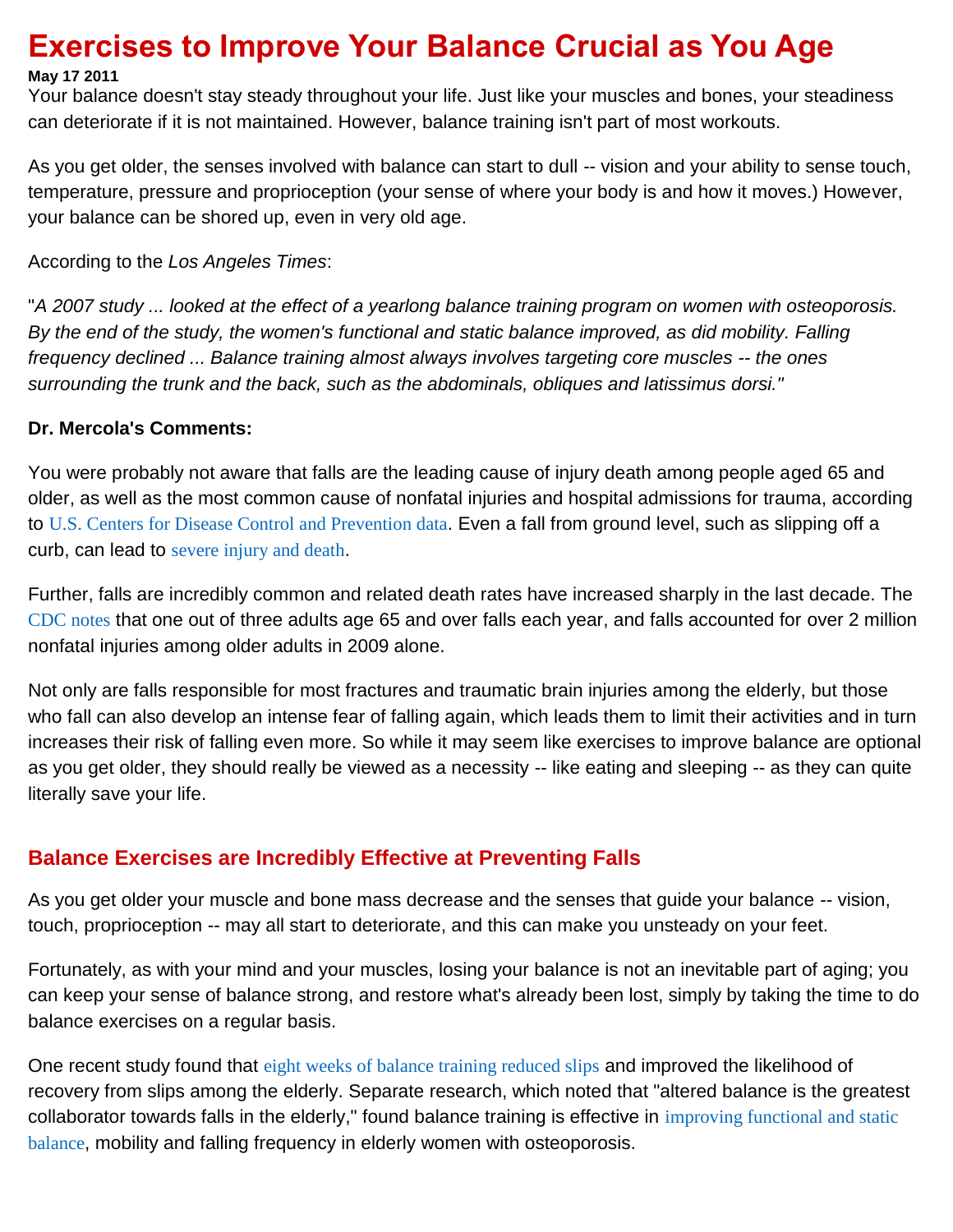# Exercises to Improve Your Balance Crucial as You Age

**May 17 2011**

Your balance doesn't stay steady throughout your life. Just like your muscles and bones, your steadiness can deteriorate if it is not maintained. However, balance training isn't part of most workouts.

As you get older, the senses involved with balance can start to dull -- vision and your ability to sense touch, temperature, pressure and proprioception (your sense of where your body is and how it moves.) However, your balance can be shored up, even in very old age.

According to the *Los Angeles Times*:

"*A 2007 study ... looked at the effect of a yearlong balance training program on women with osteoporosis. By the end of the study, the women's functional and static balance improved, as did mobility. Falling frequency declined ... Balance training almost always involves targeting core muscles -- the ones surrounding the trunk and the back, such as the abdominals, obliques and latissimus dorsi.*"

**Dr. Mercola's Comments:**

You were probably not aware that falls are the leading cause of injury death among people aged 65 and older, as well as the most common cause of nonfatal injuries and hospital admissions for trauma, according to U.S. Centers for Disease Control and Prevention data. Even a fall from ground level, such as slipping off a curb, can lead to severe injury and death.

Further, falls are incredibly common and related death rates have increased sharply in the last decade. The CDC notes that one out of three adults age 65 and over falls each year, and falls accounted for over 2 million nonfatal injuries among older adults in 2009 alone.

Not only are falls responsible for most fractures and traumatic brain injuries among the elderly, but those who fall can also develop an intense fear of falling again, which leads them to limit their activities and in turn increases their risk of falling even more. So while it may seem like exercises to improve balance are optional as you get older, they should really be viewed as a necessity -- like eating and sleeping -- as they can quite literally save your life.

## Balance Exercises are Incredibly Effective at Preventing Falls

As you get older your muscle and bone mass decrease and the senses that guide your balance -- vision, touch, proprioception -- may all start to deteriorate, and this can make you unsteady on your feet.

Fortunately, as with your mind and your muscles, losing your balance is not an inevitable part of aging; you can keep your sense of balance strong, and restore what's already been lost, simply by taking the time to do balance exercises on a regular basis.

One recent study found that eight weeks of balance training reduced slips and improved the likelihood of recovery from slips among the elderly. Separate research, which noted that "altered balance is the greatest collaborator towards falls in the elderly," found balance training is effective in improving functional and static balance, mobility and falling frequency in elderly women with osteoporosis.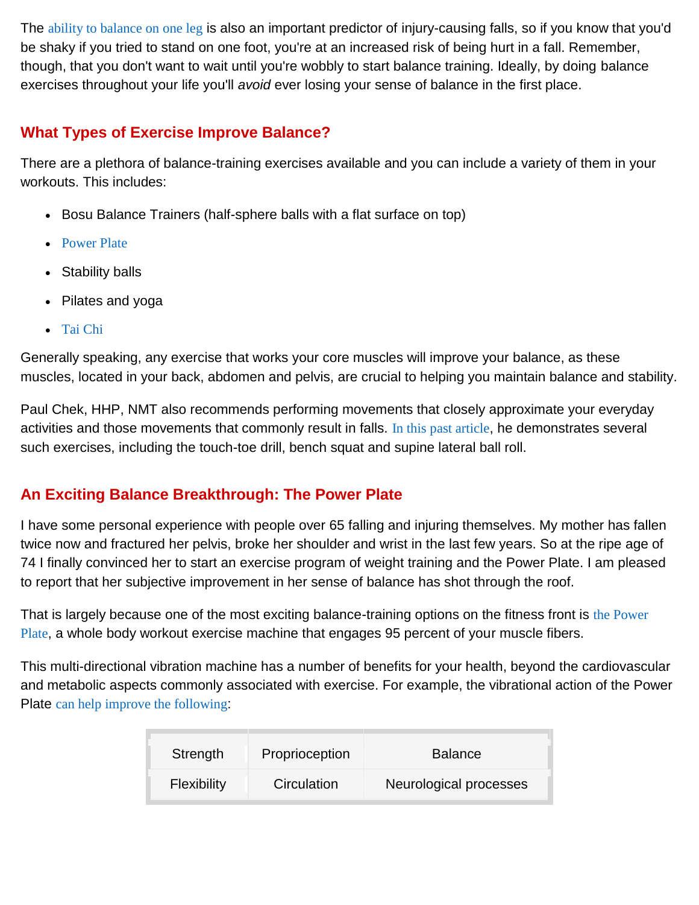The ability to balance on one leg is also an important predictor of injury-causing falls, so if you know that you'd be shaky if you tried to stand on one foot, you're at an increased risk of being hurt in a fall. Remember, though, that you don't want to wait until you're wobbly to start balance training. Ideally, by doing balance exercises throughout your life you'll *avoid* ever losing your sense of balance in the first place.

## What Types of Exercise Improve Balance?

There are a plethora of balance-training exercises available and you can include a variety of them in your workouts. This includes:

- Bosu Balance Trainers (half-sphere balls with a flat surface on top)
- Power Plate
- Stability balls
- Pilates and yoga
- Tai Chi

Generally speaking, any exercise that works your core muscles will improve your balance, as these muscles, located in your back, abdomen and pelvis, are crucial to helping you maintain balance and stability.

Paul Chek, HHP, NMT also recommends performing movements that closely approximate your everyday activities and those movements that commonly result in falls. In this past article, he demonstrates several such exercises, including the touch-toe drill, bench squat and supine lateral ball roll.

## An Exciting Balance Breakthrough: The Power Plate

I have some personal experience with people over 65 falling and injuring themselves. My mother has fallen twice now and fractured her pelvis, broke her shoulder and wrist in the last few years. So at the ripe age of 74 I finally convinced her to start an exercise program of weight training and the Power Plate. I am pleased to report that her subjective improvement in her sense of balance has shot through the roof.

That is largely because one of the most exciting balance-training options on the fitness front is the Power Plate, a whole body workout exercise machine that engages 95 percent of your muscle fibers.

This multi-directional vibration machine has a number of benefits for your health, beyond the cardiovascular and metabolic aspects commonly associated with exercise. For example, the vibrational action of the Power Plate can help improve the following:

| Strength | Proprioception | Balance |
|---|---|---|
| Flexibility | Circulation | Neurological processes |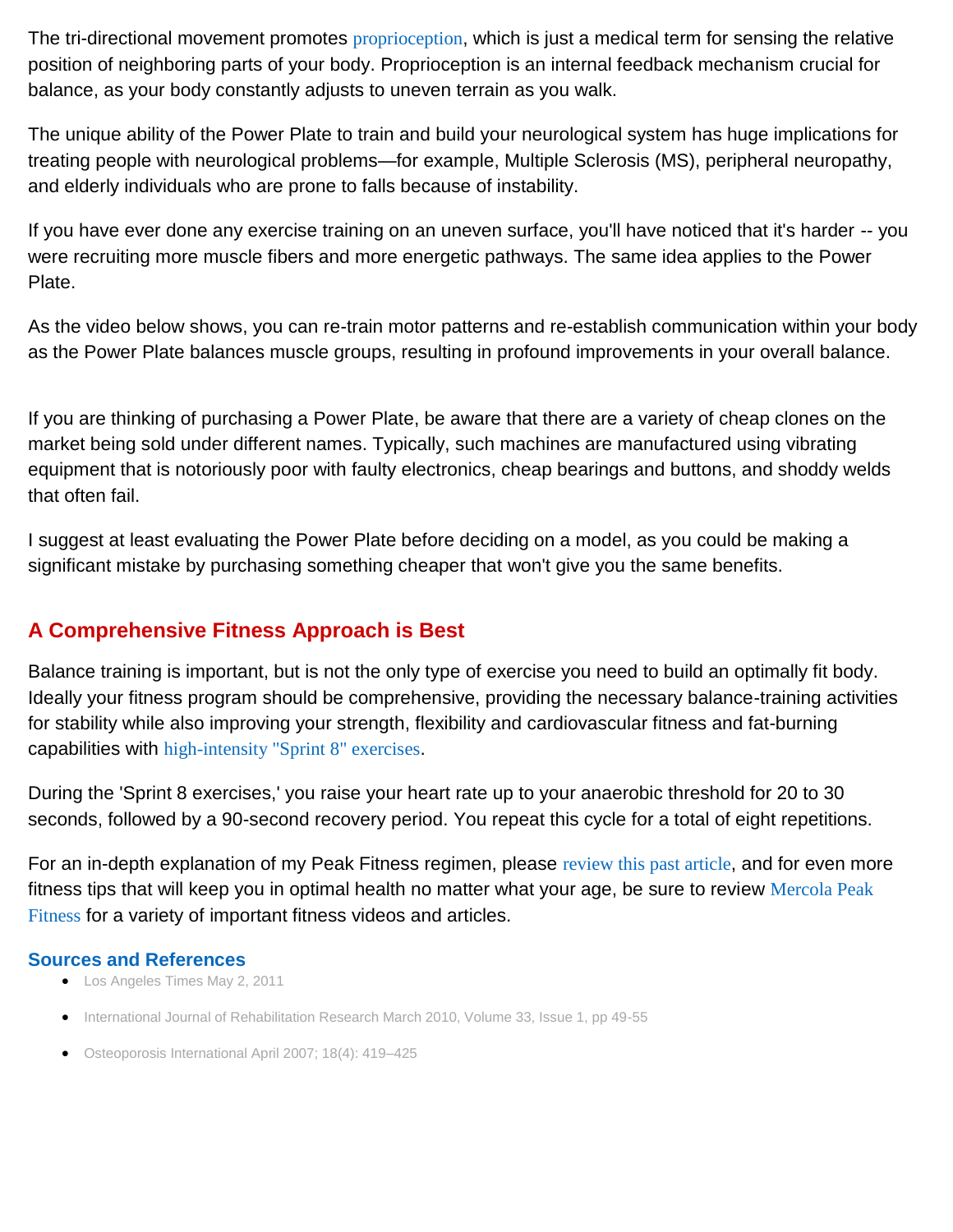The tri-directional movement promotes proprioception, which is just a medical term for sensing the relative position of neighboring parts of your body. Proprioception is an internal feedback mechanism crucial for balance, as your body constantly adjusts to uneven terrain as you walk.

The unique ability of the Power Plate to train and build your neurological system has huge implications for treating people with neurological problems—for example, Multiple Sclerosis (MS), peripheral neuropathy, and elderly individuals who are prone to falls because of instability.

If you have ever done any exercise training on an uneven surface, you'll have noticed that it's harder -- you were recruiting more muscle fibers and more energetic pathways. The same idea applies to the Power Plate.

As the video below shows, you can re-train motor patterns and re-establish communication within your body as the Power Plate balances muscle groups, resulting in profound improvements in your overall balance.

If you are thinking of purchasing a Power Plate, be aware that there are a variety of cheap clones on the market being sold under different names. Typically, such machines are manufactured using vibrating equipment that is notoriously poor with faulty electronics, cheap bearings and buttons, and shoddy welds that often fail.

I suggest at least evaluating the Power Plate before deciding on a model, as you could be making a significant mistake by purchasing something cheaper that won't give you the same benefits.

## A Comprehensive Fitness Approach is Best

Balance training is important, but is not the only type of exercise you need to build an optimally fit body. Ideally your fitness program should be comprehensive, providing the necessary balance-training activities for stability while also improving your strength, flexibility and cardiovascular fitness and fat-burning capabilities with high-intensity "Sprint 8" exercises.

During the 'Sprint 8 exercises,' you raise your heart rate up to your anaerobic threshold for 20 to 30 seconds, followed by a 90-second recovery period. You repeat this cycle for a total of eight repetitions.

For an in-depth explanation of my Peak Fitness regimen, please review this past article, and for even more fitness tips that will keep you in optimal health no matter what your age, be sure to review Mercola Peak Fitness for a variety of important fitness videos and articles.

### Sources and References

- Los Angeles Times May 2, 2011
- International Journal of Rehabilitation Research March 2010, Volume 33, Issue 1, pp 49-55
- Osteoporosis International April 2007; 18(4): 419–425